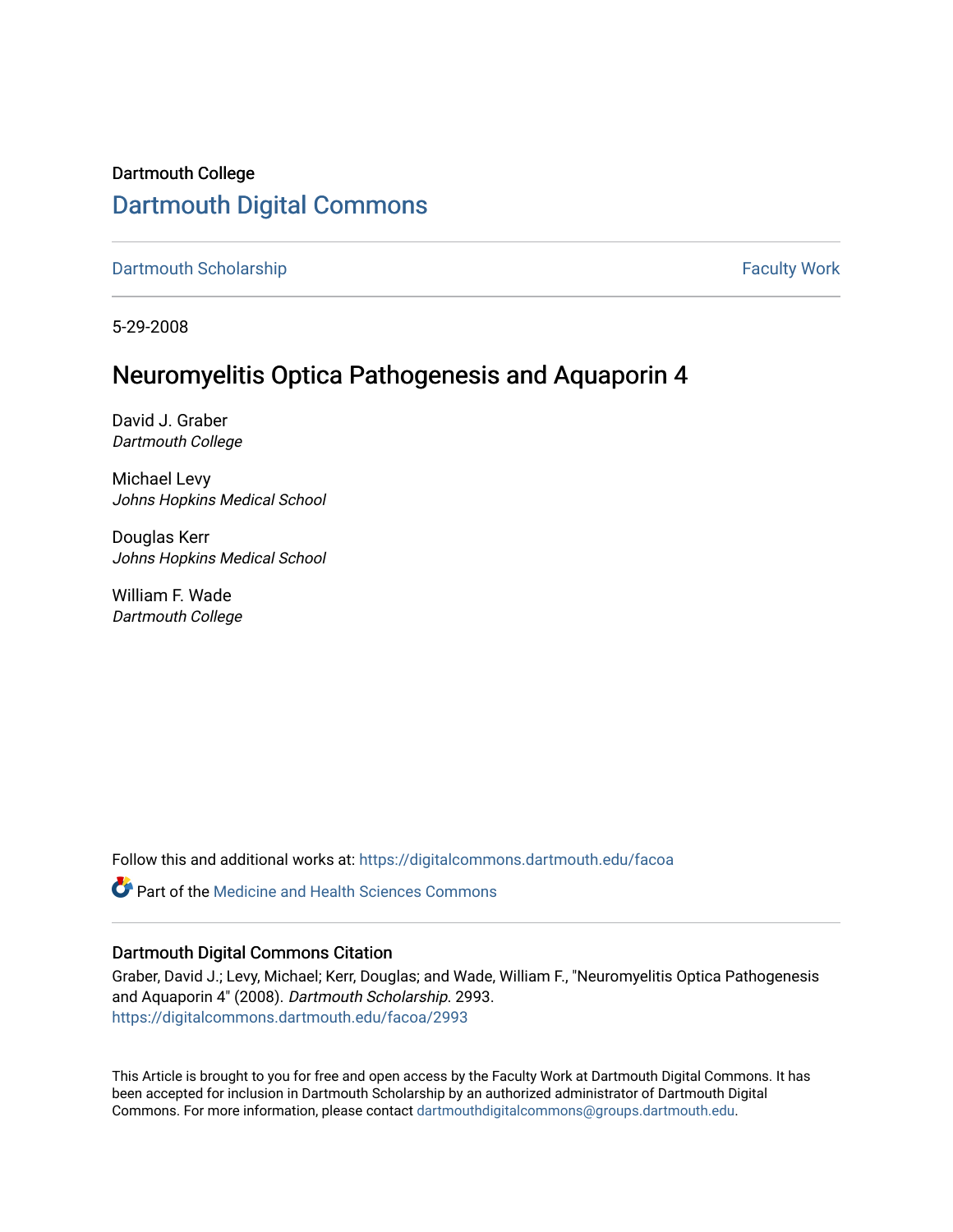Dartmouth College

# Dartmouth Digital Commons

Dartmouth Scholarship | Faculty Work

5-29-2008

## Neuromyelitis Optica Pathogenesis and Aquaporin 4

David J. Graber
*Dartmouth College*

Michael Levy
*Johns Hopkins Medical School*

Douglas Kerr
*Johns Hopkins Medical School*

William F. Wade
*Dartmouth College*

Follow this and additional works at: https://digitalcommons.dartmouth.edu/facoa

Part of the Medicine and Health Sciences Commons

### Dartmouth Digital Commons Citation

Graber, David J.; Levy, Michael; Kerr, Douglas; and Wade, William F., "Neuromyelitis Optica Pathogenesis and Aquaporin 4" (2008). *Dartmouth Scholarship*. 2993.
https://digitalcommons.dartmouth.edu/facoa/2993

This Article is brought to you for free and open access by the Faculty Work at Dartmouth Digital Commons. It has been accepted for inclusion in Dartmouth Scholarship by an authorized administrator of Dartmouth Digital Commons. For more information, please contact dartmouthdigitalcommons@groups.dartmouth.edu.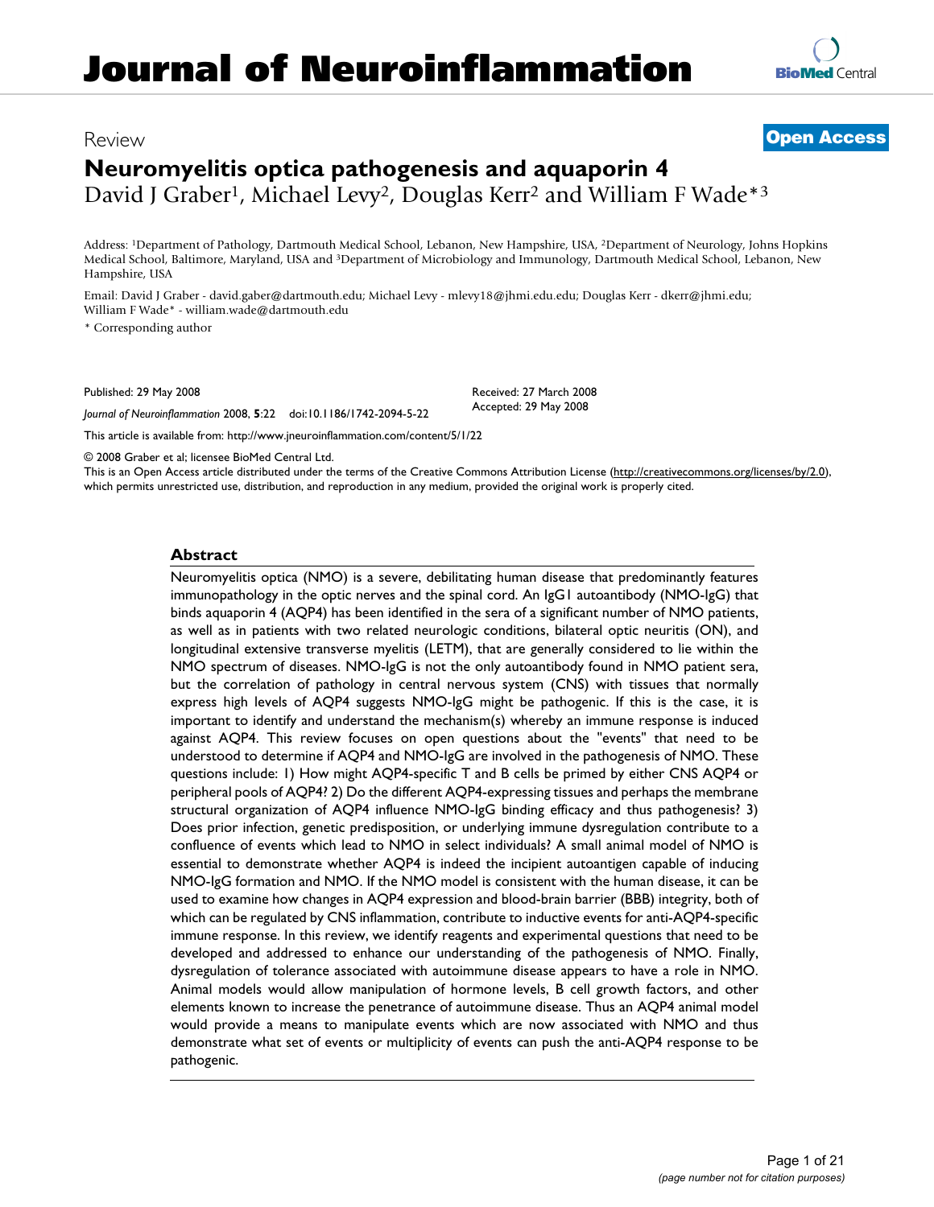# Journal of Neuroinflammation

Review

**Open Access**

# Neuromyelitis optica pathogenesis and aquaporin 4

David J Graber[1], Michael Levy[2], Douglas Kerr[2] and William F Wade*[3]

Address: [1]Department of Pathology, Dartmouth Medical School, Lebanon, New Hampshire, USA, [2]Department of Neurology, Johns Hopkins Medical School, Baltimore, Maryland, USA and [3]Department of Microbiology and Immunology, Dartmouth Medical School, Lebanon, New Hampshire, USA

Email: David J Graber - david.gaber@dartmouth.edu; Michael Levy - mlevy18@jhmi.edu.edu; Douglas Kerr - dkerr@jhmi.edu; William F Wade* - william.wade@dartmouth.edu

\* Corresponding author

Published: 29 May 2008

*Journal of Neuroinflammation* 2008, **5**:22 doi:10.1186/1742-2094-5-22

Received: 27 March 2008
Accepted: 29 May 2008

This article is available from: http://www.jneuroinflammation.com/content/5/1/22

© 2008 Graber et al; licensee BioMed Central Ltd.
This is an Open Access article distributed under the terms of the Creative Commons Attribution License (http://creativecommons.org/licenses/by/2.0), which permits unrestricted use, distribution, and reproduction in any medium, provided the original work is properly cited.

## Abstract

Neuromyelitis optica (NMO) is a severe, debilitating human disease that predominantly features immunopathology in the optic nerves and the spinal cord. An IgG1 autoantibody (NMO-IgG) that binds aquaporin 4 (AQP4) has been identified in the sera of a significant number of NMO patients, as well as in patients with two related neurologic conditions, bilateral optic neuritis (ON), and longitudinal extensive transverse myelitis (LETM), that are generally considered to lie within the NMO spectrum of diseases. NMO-IgG is not the only autoantibody found in NMO patient sera, but the correlation of pathology in central nervous system (CNS) with tissues that normally express high levels of AQP4 suggests NMO-IgG might be pathogenic. If this is the case, it is important to identify and understand the mechanism(s) whereby an immune response is induced against AQP4. This review focuses on open questions about the "events" that need to be understood to determine if AQP4 and NMO-IgG are involved in the pathogenesis of NMO. These questions include: 1) How might AQP4-specific T and B cells be primed by either CNS AQP4 or peripheral pools of AQP4? 2) Do the different AQP4-expressing tissues and perhaps the membrane structural organization of AQP4 influence NMO-IgG binding efficacy and thus pathogenesis? 3) Does prior infection, genetic predisposition, or underlying immune dysregulation contribute to a confluence of events which lead to NMO in select individuals? A small animal model of NMO is essential to demonstrate whether AQP4 is indeed the incipient autoantigen capable of inducing NMO-IgG formation and NMO. If the NMO model is consistent with the human disease, it can be used to examine how changes in AQP4 expression and blood-brain barrier (BBB) integrity, both of which can be regulated by CNS inflammation, contribute to inductive events for anti-AQP4-specific immune response. In this review, we identify reagents and experimental questions that need to be developed and addressed to enhance our understanding of the pathogenesis of NMO. Finally, dysregulation of tolerance associated with autoimmune disease appears to have a role in NMO. Animal models would allow manipulation of hormone levels, B cell growth factors, and other elements known to increase the penetrance of autoimmune disease. Thus an AQP4 animal model would provide a means to manipulate events which are now associated with NMO and thus demonstrate what set of events or multiplicity of events can push the anti-AQP4 response to be pathogenic.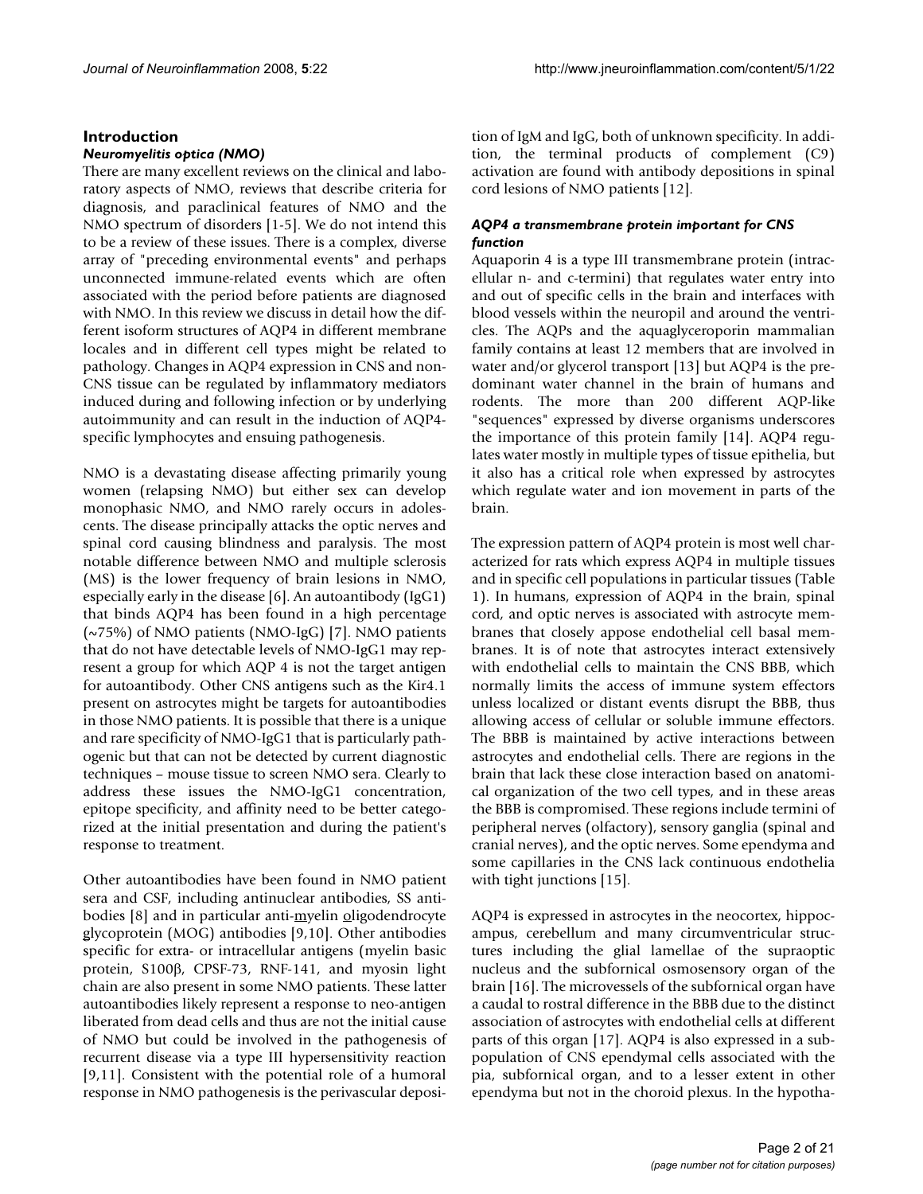## Introduction

### *Neuromyelitis optica (NMO)*

There are many excellent reviews on the clinical and laboratory aspects of NMO, reviews that describe criteria for diagnosis, and paraclinical features of NMO and the NMO spectrum of disorders [1-5]. We do not intend this to be a review of these issues. There is a complex, diverse array of "preceding environmental events" and perhaps unconnected immune-related events which are often associated with the period before patients are diagnosed with NMO. In this review we discuss in detail how the different isoform structures of AQP4 in different membrane locales and in different cell types might be related to pathology. Changes in AQP4 expression in CNS and non-CNS tissue can be regulated by inflammatory mediators induced during and following infection or by underlying autoimmunity and can result in the induction of AQP4-specific lymphocytes and ensuing pathogenesis.

NMO is a devastating disease affecting primarily young women (relapsing NMO) but either sex can develop monophasic NMO, and NMO rarely occurs in adolescents. The disease principally attacks the optic nerves and spinal cord causing blindness and paralysis. The most notable difference between NMO and multiple sclerosis (MS) is the lower frequency of brain lesions in NMO, especially early in the disease [6]. An autoantibody (IgG1) that binds AQP4 has been found in a high percentage (~75%) of NMO patients (NMO-IgG) [7]. NMO patients that do not have detectable levels of NMO-IgG1 may represent a group for which AQP 4 is not the target antigen for autoantibody. Other CNS antigens such as the Kir4.1 present on astrocytes might be targets for autoantibodies in those NMO patients. It is possible that there is a unique and rare specificity of NMO-IgG1 that is particularly pathogenic but that can not be detected by current diagnostic techniques – mouse tissue to screen NMO sera. Clearly to address these issues the NMO-IgG1 concentration, epitope specificity, and affinity need to be better categorized at the initial presentation and during the patient's response to treatment.

Other autoantibodies have been found in NMO patient sera and CSF, including antinuclear antibodies, SS antibodies [8] and in particular anti-myelin oligodendrocyte glycoprotein (MOG) antibodies [9,10]. Other antibodies specific for extra- or intracellular antigens (myelin basic protein, S100β, CPSF-73, RNF-141, and myosin light chain are also present in some NMO patients. These latter autoantibodies likely represent a response to neo-antigen liberated from dead cells and thus are not the initial cause of NMO but could be involved in the pathogenesis of recurrent disease via a type III hypersensitivity reaction [9,11]. Consistent with the potential role of a humoral response in NMO pathogenesis is the perivascular deposition of IgM and IgG, both of unknown specificity. In addition, the terminal products of complement (C9) activation are found with antibody depositions in spinal cord lesions of NMO patients [12].

### *AQP4 a transmembrane protein important for CNS function*

Aquaporin 4 is a type III transmembrane protein (intracellular n- and c-termini) that regulates water entry into and out of specific cells in the brain and interfaces with blood vessels within the neuropil and around the ventricles. The AQPs and the aquaglyceroporin mammalian family contains at least 12 members that are involved in water and/or glycerol transport [13] but AQP4 is the predominant water channel in the brain of humans and rodents. The more than 200 different AQP-like "sequences" expressed by diverse organisms underscores the importance of this protein family [14]. AQP4 regulates water mostly in multiple types of tissue epithelia, but it also has a critical role when expressed by astrocytes which regulate water and ion movement in parts of the brain.

The expression pattern of AQP4 protein is most well characterized for rats which express AQP4 in multiple tissues and in specific cell populations in particular tissues (Table 1). In humans, expression of AQP4 in the brain, spinal cord, and optic nerves is associated with astrocyte membranes that closely appose endothelial cell basal membranes. It is of note that astrocytes interact extensively with endothelial cells to maintain the CNS BBB, which normally limits the access of immune system effectors unless localized or distant events disrupt the BBB, thus allowing access of cellular or soluble immune effectors. The BBB is maintained by active interactions between astrocytes and endothelial cells. There are regions in the brain that lack these close interaction based on anatomical organization of the two cell types, and in these areas the BBB is compromised. These regions include termini of peripheral nerves (olfactory), sensory ganglia (spinal and cranial nerves), and the optic nerves. Some ependyma and some capillaries in the CNS lack continuous endothelia with tight junctions [15].

AQP4 is expressed in astrocytes in the neocortex, hippocampus, cerebellum and many circumventricular structures including the glial lamellae of the supraoptic nucleus and the subfornical osmosensory organ of the brain [16]. The microvessels of the subfornical organ have a caudal to rostral difference in the BBB due to the distinct association of astrocytes with endothelial cells at different parts of this organ [17]. AQP4 is also expressed in a subpopulation of CNS ependymal cells associated with the pia, subfornical organ, and to a lesser extent in other ependyma but not in the choroid plexus. In the hypotha-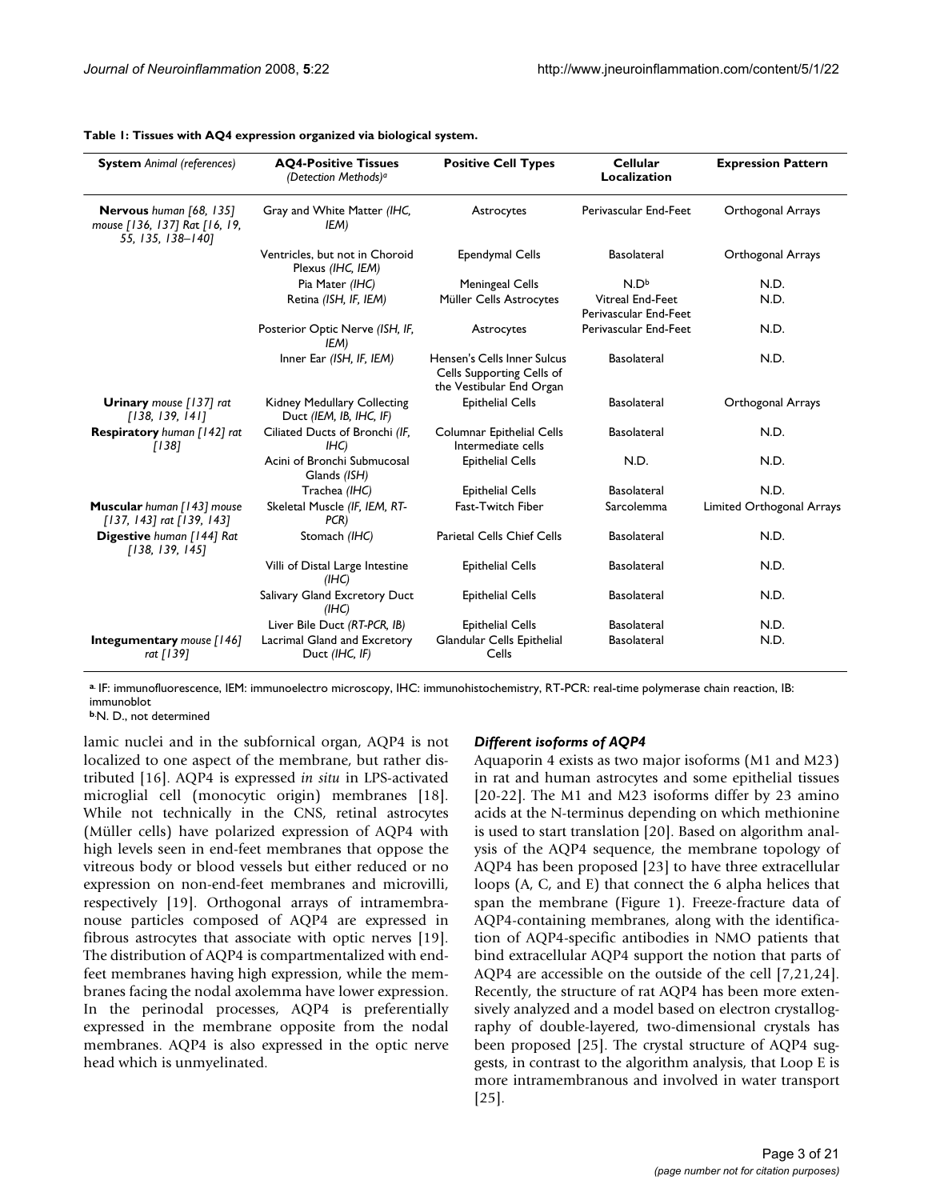**Table 1: Tissues with AQ4 expression organized via biological system.**

| **System** *Animal (references)* | **AQ4-Positive Tissues** *(Detection Methods)[a]* | **Positive Cell Types** | **Cellular Localization** | **Expression Pattern** |
|---|---|---|---|---|
| **Nervous** *human [68, 135] mouse [136, 137] Rat [16, 19, 55, 135, 138–140]* | Gray and White Matter *(IHC, IEM)* | Astrocytes | Perivascular End-Feet | Orthogonal Arrays |
| | Ventricles, but not in Choroid Plexus *(IHC, IEM)* | Ependymal Cells | Basolateral | Orthogonal Arrays |
| | Pia Mater *(IHC)* | Meningeal Cells | N.D[b] | N.D. |
| | Retina *(ISH, IF, IEM)* | Müller Cells Astrocytes | Vitreal End-Feet Perivascular End-Feet | N.D. |
| | Posterior Optic Nerve *(ISH, IF, IEM)* | Astrocytes | Perivascular End-Feet | N.D. |
| | Inner Ear *(ISH, IF, IEM)* | Hensen's Cells Inner Sulcus Cells Supporting Cells of the Vestibular End Organ | Basolateral | N.D. |
| **Urinary** *mouse [137] rat [138, 139, 141]* | Kidney Medullary Collecting Duct *(IEM, IB, IHC, IF)* | Epithelial Cells | Basolateral | Orthogonal Arrays |
| **Respiratory** *human [142] rat [138]* | Ciliated Ducts of Bronchi *(IF, IHC)* | Columnar Epithelial Cells Intermediate cells | Basolateral | N.D. |
| | Acini of Bronchi Submucosal Glands *(ISH)* | Epithelial Cells | N.D. | N.D. |
| | Trachea *(IHC)* | Epithelial Cells | Basolateral | N.D. |
| **Muscular** *human [143] mouse [137, 143] rat [139, 143]* | Skeletal Muscle *(IF, IEM, RT-PCR)* | Fast-Twitch Fiber | Sarcolemma | Limited Orthogonal Arrays |
| **Digestive** *human [144] Rat [138, 139, 145]* | Stomach *(IHC)* | Parietal Cells Chief Cells | Basolateral | N.D. |
| | Villi of Distal Large Intestine *(IHC)* | Epithelial Cells | Basolateral | N.D. |
| | Salivary Gland Excretory Duct *(IHC)* | Epithelial Cells | Basolateral | N.D. |
| | Liver Bile Duct *(RT-PCR, IB)* | Epithelial Cells | Basolateral | N.D. |
| **Integumentary** *mouse [146] rat [139]* | Lacrimal Gland and Excretory Duct *(IHC, IF)* | Glandular Cells Epithelial Cells | Basolateral | N.D. |

[a] IF: immunofluorescence, IEM: immunoelectro microscopy, IHC: immunohistochemistry, RT-PCR: real-time polymerase chain reaction, IB: immunoblot

[b] N. D., not determined

lamic nuclei and in the subfornical organ, AQP4 is not localized to one aspect of the membrane, but rather distributed [16]. AQP4 is expressed *in situ* in LPS-activated microglial cell (monocytic origin) membranes [18]. While not technically in the CNS, retinal astrocytes (Müller cells) have polarized expression of AQP4 with high levels seen in end-feet membranes that oppose the vitreous body or blood vessels but either reduced or no expression on non-end-feet membranes and microvilli, respectively [19]. Orthogonal arrays of intramembranous particles composed of AQP4 are expressed in fibrous astrocytes that associate with optic nerves [19]. The distribution of AQP4 is compartmentalized with end-feet membranes having high expression, while the membranes facing the nodal axolemma have lower expression. In the perinodal processes, AQP4 is preferentially expressed in the membrane opposite from the nodal membranes. AQP4 is also expressed in the optic nerve head which is unmyelinated.

### *Different isoforms of AQP4*

Aquaporin 4 exists as two major isoforms (M1 and M23) in rat and human astrocytes and some epithelial tissues [20-22]. The M1 and M23 isoforms differ by 23 amino acids at the N-terminus depending on which methionine is used to start translation [20]. Based on algorithm analysis of the AQP4 sequence, the membrane topology of AQP4 has been proposed [23] to have three extracellular loops (A, C, and E) that connect the 6 alpha helices that span the membrane (Figure 1). Freeze-fracture data of AQP4-containing membranes, along with the identification of AQP4-specific antibodies in NMO patients that bind extracellular AQP4 support the notion that parts of AQP4 are accessible on the outside of the cell [7,21,24]. Recently, the structure of rat AQP4 has been more extensively analyzed and a model based on electron crystallography of double-layered, two-dimensional crystals has been proposed [25]. The crystal structure of AQP4 suggests, in contrast to the algorithm analysis, that Loop E is more intramembranous and involved in water transport [25].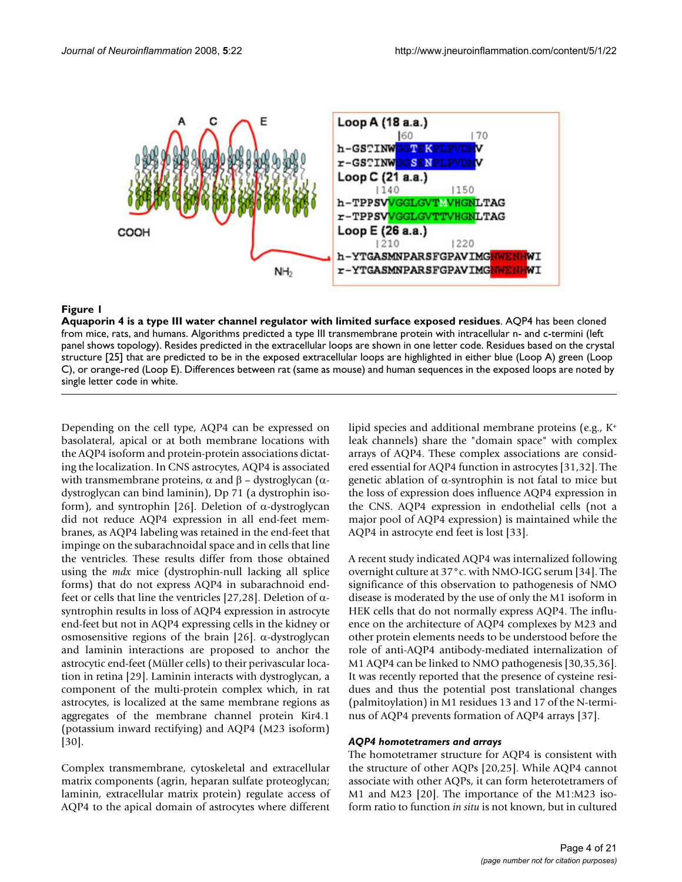**Figure 1**

**Aquaporin 4 is a type III water channel regulator with limited surface exposed residues**. AQP4 has been cloned from mice, rats, and humans. Algorithms predicted a type III transmembrane protein with intracellular n- and c-termini (left panel shows topology). Resides predicted in the extracellular loops are shown in one letter code. Residues based on the crystal structure [25] that are predicted to be in the exposed extracellular loops are highlighted in either blue (Loop A) green (Loop C), or orange-red (Loop E). Differences between rat (same as mouse) and human sequences in the exposed loops are noted by single letter code in white.

Depending on the cell type, AQP4 can be expressed on basolateral, apical or at both membrane locations with the AQP4 isoform and protein-protein associations dictating the localization. In CNS astrocytes, AQP4 is associated with transmembrane proteins, α and β – dystroglycan (α-dystroglycan can bind laminin), Dp 71 (a dystrophin isoform), and syntrophin [26]. Deletion of α-dystroglycan did not reduce AQP4 expression in all end-feet membranes, as AQP4 labeling was retained in the end-feet that impinge on the subarachnoidal space and in cells that line the ventricles. These results differ from those obtained using the *mdx* mice (dystrophin-null lacking all splice forms) that do not express AQP4 in subarachnoid end-feet or cells that line the ventricles [27,28]. Deletion of α-syntrophin results in loss of AQP4 expression in astrocyte end-feet but not in AQP4 expressing cells in the kidney or osmosensitive regions of the brain [26]. α-dystroglycan and laminin interactions are proposed to anchor the astrocytic end-feet (Müller cells) to their perivascular location in retina [29]. Laminin interacts with dystroglycan, a component of the multi-protein complex which, in rat astrocytes, is localized at the same membrane regions as aggregates of the membrane channel protein Kir4.1 (potassium inward rectifying) and AQP4 (M23 isoform) [30].

Complex transmembrane, cytoskeletal and extracellular matrix components (agrin, heparan sulfate proteoglycan; laminin, extracellular matrix protein) regulate access of AQP4 to the apical domain of astrocytes where different lipid species and additional membrane proteins (e.g., $K^+$ leak channels) share the "domain space" with complex arrays of AQP4. These complex associations are considered essential for AQP4 function in astrocytes [31,32]. The genetic ablation of α-syntrophin is not fatal to mice but the loss of expression does influence AQP4 expression in the CNS. AQP4 expression in endothelial cells (not a major pool of AQP4 expression) is maintained while the AQP4 in astrocyte end feet is lost [33].

A recent study indicated AQP4 was internalized following overnight culture at 37°c. with NMO-IGG serum [34]. The significance of this observation to pathogenesis of NMO disease is moderated by the use of only the M1 isoform in HEK cells that do not normally express AQP4. The influence on the architecture of AQP4 complexes by M23 and other protein elements needs to be understood before the role of anti-AQP4 antibody-mediated internalization of M1 AQP4 can be linked to NMO pathogenesis [30,35,36]. It was recently reported that the presence of cysteine residues and thus the potential post translational changes (palmitoylation) in M1 residues 13 and 17 of the N-terminus of AQP4 prevents formation of AQP4 arrays [37].

### *AQP4 homotetramers and arrays*

The homotetramer structure for AQP4 is consistent with the structure of other AQPs [20,25]. While AQP4 cannot associate with other AQPs, it can form heterotetramers of M1 and M23 [20]. The importance of the M1:M23 isoform ratio to function *in situ* is not known, but in cultured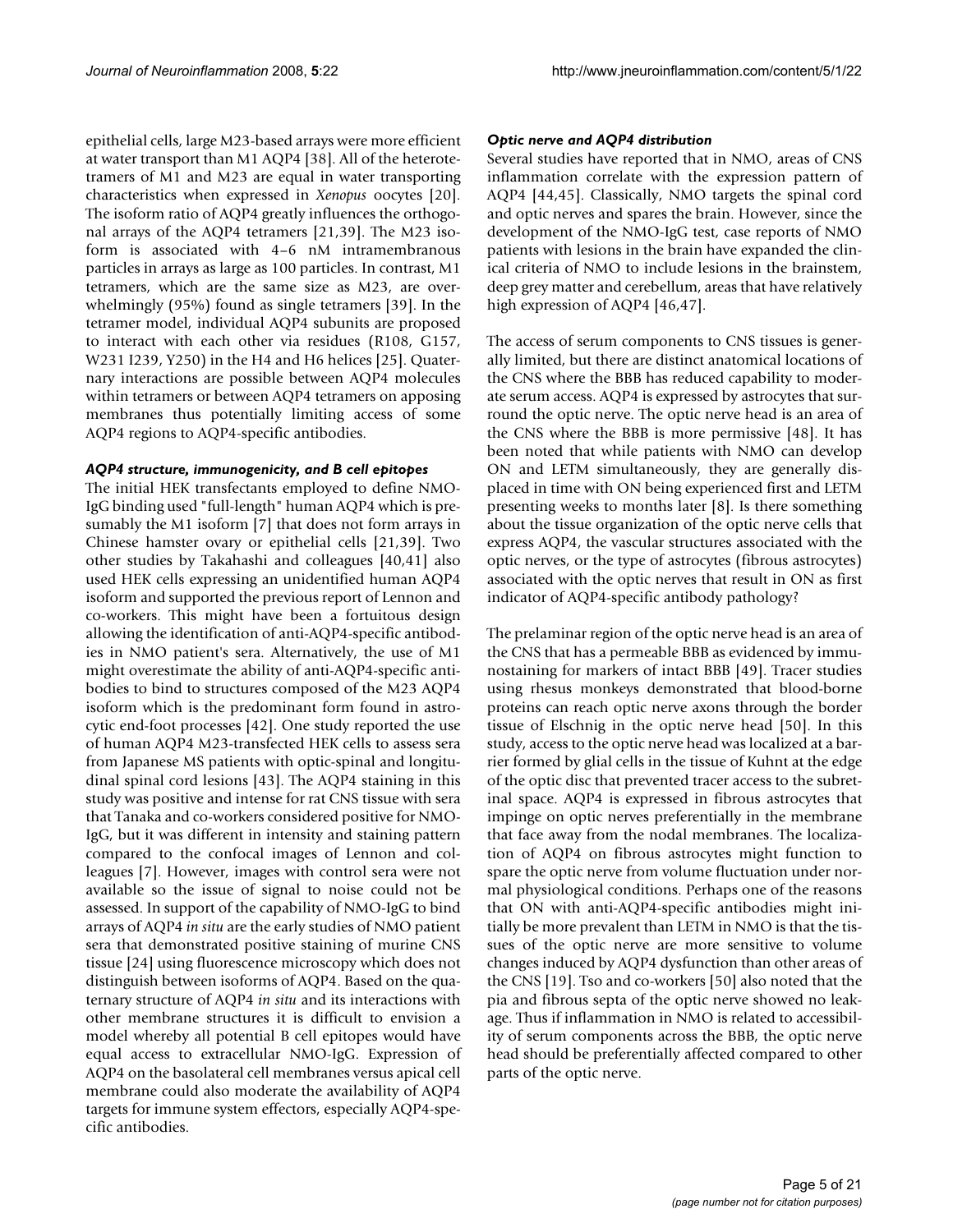epithelial cells, large M23-based arrays were more efficient at water transport than M1 AQP4 [38]. All of the heterotetramers of M1 and M23 are equal in water transporting characteristics when expressed in *Xenopus* oocytes [20]. The isoform ratio of AQP4 greatly influences the orthogonal arrays of the AQP4 tetramers [21,39]. The M23 isoform is associated with 4–6 nM intramembranous particles in arrays as large as 100 particles. In contrast, M1 tetramers, which are the same size as M23, are overwhelmingly (95%) found as single tetramers [39]. In the tetramer model, individual AQP4 subunits are proposed to interact with each other via residues (R108, G157, W231 I239, Y250) in the H4 and H6 helices [25]. Quaternary interactions are possible between AQP4 molecules within tetramers or between AQP4 tetramers on apposing membranes thus potentially limiting access of some AQP4 regions to AQP4-specific antibodies.

### *AQP4 structure, immunogenicity, and B cell epitopes*

The initial HEK transfectants employed to define NMO-IgG binding used "full-length" human AQP4 which is presumably the M1 isoform [7] that does not form arrays in Chinese hamster ovary or epithelial cells [21,39]. Two other studies by Takahashi and colleagues [40,41] also used HEK cells expressing an unidentified human AQP4 isoform and supported the previous report of Lennon and co-workers. This might have been a fortuitous design allowing the identification of anti-AQP4-specific antibodies in NMO patient's sera. Alternatively, the use of M1 might overestimate the ability of anti-AQP4-specific antibodies to bind to structures composed of the M23 AQP4 isoform which is the predominant form found in astrocytic end-foot processes [42]. One study reported the use of human AQP4 M23-transfected HEK cells to assess sera from Japanese MS patients with optic-spinal and longitudinal spinal cord lesions [43]. The AQP4 staining in this study was positive and intense for rat CNS tissue with sera that Tanaka and co-workers considered positive for NMO-IgG, but it was different in intensity and staining pattern compared to the confocal images of Lennon and colleagues [7]. However, images with control sera were not available so the issue of signal to noise could not be assessed. In support of the capability of NMO-IgG to bind arrays of AQP4 *in situ* are the early studies of NMO patient sera that demonstrated positive staining of murine CNS tissue [24] using fluorescence microscopy which does not distinguish between isoforms of AQP4. Based on the quaternary structure of AQP4 *in situ* and its interactions with other membrane structures it is difficult to envision a model whereby all potential B cell epitopes would have equal access to extracellular NMO-IgG. Expression of AQP4 on the basolateral cell membranes versus apical cell membrane could also moderate the availability of AQP4 targets for immune system effectors, especially AQP4-specific antibodies.

### *Optic nerve and AQP4 distribution*

Several studies have reported that in NMO, areas of CNS inflammation correlate with the expression pattern of AQP4 [44,45]. Classically, NMO targets the spinal cord and optic nerves and spares the brain. However, since the development of the NMO-IgG test, case reports of NMO patients with lesions in the brain have expanded the clinical criteria of NMO to include lesions in the brainstem, deep grey matter and cerebellum, areas that have relatively high expression of AQP4 [46,47].

The access of serum components to CNS tissues is generally limited, but there are distinct anatomical locations of the CNS where the BBB has reduced capability to moderate serum access. AQP4 is expressed by astrocytes that surround the optic nerve. The optic nerve head is an area of the CNS where the BBB is more permissive [48]. It has been noted that while patients with NMO can develop ON and LETM simultaneously, they are generally displaced in time with ON being experienced first and LETM presenting weeks to months later [8]. Is there something about the tissue organization of the optic nerve cells that express AQP4, the vascular structures associated with the optic nerves, or the type of astrocytes (fibrous astrocytes) associated with the optic nerves that result in ON as first indicator of AQP4-specific antibody pathology?

The prelaminar region of the optic nerve head is an area of the CNS that has a permeable BBB as evidenced by immunostaining for markers of intact BBB [49]. Tracer studies using rhesus monkeys demonstrated that blood-borne proteins can reach optic nerve axons through the border tissue of Elschnig in the optic nerve head [50]. In this study, access to the optic nerve head was localized at a barrier formed by glial cells in the tissue of Kuhnt at the edge of the optic disc that prevented tracer access to the subretinal space. AQP4 is expressed in fibrous astrocytes that impinge on optic nerves preferentially in the membrane that face away from the nodal membranes. The localization of AQP4 on fibrous astrocytes might function to spare the optic nerve from volume fluctuation under normal physiological conditions. Perhaps one of the reasons that ON with anti-AQP4-specific antibodies might initially be more prevalent than LETM in NMO is that the tissues of the optic nerve are more sensitive to volume changes induced by AQP4 dysfunction than other areas of the CNS [19]. Tso and co-workers [50] also noted that the pia and fibrous septa of the optic nerve showed no leakage. Thus if inflammation in NMO is related to accessibility of serum components across the BBB, the optic nerve head should be preferentially affected compared to other parts of the optic nerve.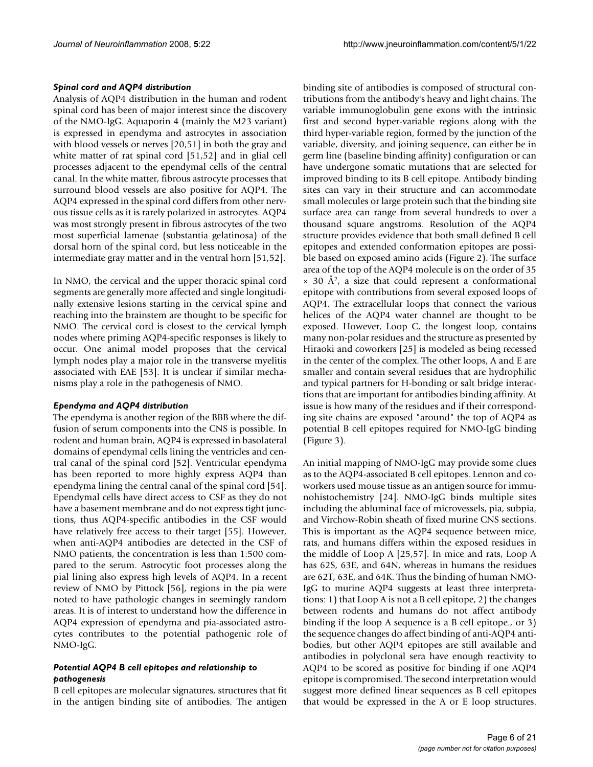### *Spinal cord and AQP4 distribution*

Analysis of AQP4 distribution in the human and rodent spinal cord has been of major interest since the discovery of the NMO-IgG. Aquaporin 4 (mainly the M23 variant) is expressed in ependyma and astrocytes in association with blood vessels or nerves [20,51] in both the gray and white matter of rat spinal cord [51,52] and in glial cell processes adjacent to the ependymal cells of the central canal. In the white matter, fibrous astrocyte processes that surround blood vessels are also positive for AQP4. The AQP4 expressed in the spinal cord differs from other nervous tissue cells as it is rarely polarized in astrocytes. AQP4 was most strongly present in fibrous astrocytes of the two most superficial lamenae (substantia gelatinosa) of the dorsal horn of the spinal cord, but less noticeable in the intermediate gray matter and in the ventral horn [51,52].

In NMO, the cervical and the upper thoracic spinal cord segments are generally more affected and single longitudinally extensive lesions starting in the cervical spine and reaching into the brainstem are thought to be specific for NMO. The cervical cord is closest to the cervical lymph nodes where priming AQP4-specific responses is likely to occur. One animal model proposes that the cervical lymph nodes play a major role in the transverse myelitis associated with EAE [53]. It is unclear if similar mechanisms play a role in the pathogenesis of NMO.

### *Ependyma and AQP4 distribution*

The ependyma is another region of the BBB where the diffusion of serum components into the CNS is possible. In rodent and human brain, AQP4 is expressed in basolateral domains of ependymal cells lining the ventricles and central canal of the spinal cord [52]. Ventricular ependyma has been reported to more highly express AQP4 than ependyma lining the central canal of the spinal cord [54]. Ependymal cells have direct access to CSF as they do not have a basement membrane and do not express tight junctions, thus AQP4-specific antibodies in the CSF would have relatively free access to their target [55]. However, when anti-AQP4 antibodies are detected in the CSF of NMO patients, the concentration is less than 1:500 compared to the serum. Astrocytic foot processes along the pial lining also express high levels of AQP4. In a recent review of NMO by Pittock [56], regions in the pia were noted to have pathologic changes in seemingly random areas. It is of interest to understand how the difference in AQP4 expression of ependyma and pia-associated astrocytes contributes to the potential pathogenic role of NMO-IgG.

### *Potential AQP4 B cell epitopes and relationship to pathogenesis*

B cell epitopes are molecular signatures, structures that fit in the antigen binding site of antibodies. The antigen binding site of antibodies is composed of structural contributions from the antibody's heavy and light chains. The variable immunoglobulin gene exons with the intrinsic first and second hyper-variable regions along with the third hyper-variable region, formed by the junction of the variable, diversity, and joining sequence, can either be in germ line (baseline binding affinity) configuration or can have undergone somatic mutations that are selected for improved binding to its B cell epitope. Antibody binding sites can vary in their structure and can accommodate small molecules or large protein such that the binding site surface area can range from several hundreds to over a thousand square angstroms. Resolution of the AQP4 structure provides evidence that both small defined B cell epitopes and extended conformation epitopes are possible based on exposed amino acids (Figure 2). The surface area of the top of the AQP4 molecule is on the order of 35 $\times$ 30 Å$^2$, a size that could represent a conformational epitope with contributions from several exposed loops of AQP4. The extracellular loops that connect the various helices of the AQP4 water channel are thought to be exposed. However, Loop C, the longest loop, contains many non-polar residues and the structure as presented by Hiraoki and coworkers [25] is modeled as being recessed in the center of the complex. The other loops, A and E are smaller and contain several residues that are hydrophilic and typical partners for H-bonding or salt bridge interactions that are important for antibodies binding affinity. At issue is how many of the residues and if their corresponding site chains are exposed "around" the top of AQP4 as potential B cell epitopes required for NMO-IgG binding (Figure 3).

An initial mapping of NMO-IgG may provide some clues as to the AQP4-associated B cell epitopes. Lennon and coworkers used mouse tissue as an antigen source for immunohistochemistry [24]. NMO-IgG binds multiple sites including the abluminal face of microvessels, pia, subpia, and Virchow-Robin sheath of fixed murine CNS sections. This is important as the AQP4 sequence between mice, rats, and humans differs within the exposed residues in the middle of Loop A [25,57]. In mice and rats, Loop A has 62S, 63E, and 64N, whereas in humans the residues are 62T, 63E, and 64K. Thus the binding of human NMO-IgG to murine AQP4 suggests at least three interpretations: 1) that Loop A is not a B cell epitope, 2) the changes between rodents and humans do not affect antibody binding if the loop A sequence is a B cell epitope., or 3) the sequence changes do affect binding of anti-AQP4 antibodies, but other AQP4 epitopes are still available and antibodies in polyclonal sera have enough reactivity to AQP4 to be scored as positive for binding if one AQP4 epitope is compromised. The second interpretation would suggest more defined linear sequences as B cell epitopes that would be expressed in the A or E loop structures.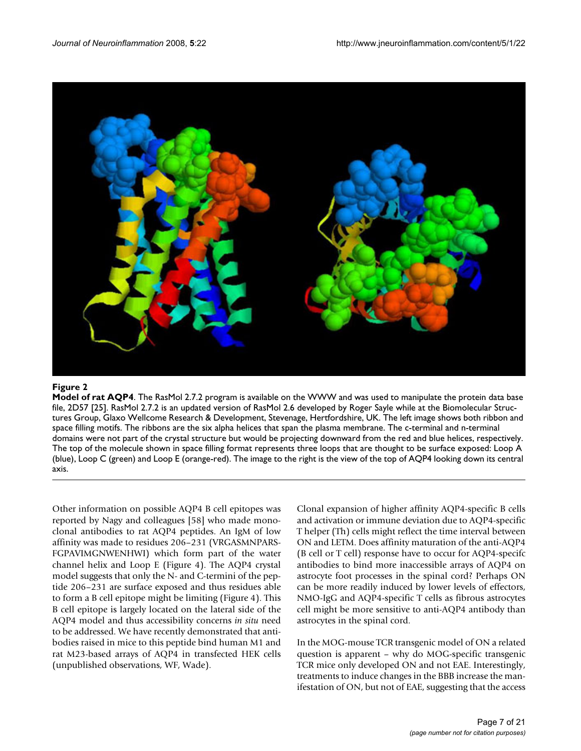**Figure 2**

**Model of rat AQP4**. The RasMol 2.7.2 program is available on the WWW and was used to manipulate the protein data base file, 2D57 [25]. RasMol 2.7.2 is an updated version of RasMol 2.6 developed by Roger Sayle while at the Biomolecular Structures Group, Glaxo Wellcome Research & Development, Stevenage, Hertfordshire, UK. The left image shows both ribbon and space filling motifs. The ribbons are the six alpha helices that span the plasma membrane. The c-terminal and n-terminal domains were not part of the crystal structure but would be projecting downward from the red and blue helices, respectively. The top of the molecule shown in space filling format represents three loops that are thought to be surface exposed: Loop A (blue), Loop C (green) and Loop E (orange-red). The image to the right is the view of the top of AQP4 looking down its central axis.

Other information on possible AQP4 B cell epitopes was reported by Nagy and colleagues [58] who made monoclonal antibodies to rat AQP4 peptides. An IgM of low affinity was made to residues 206–231 (VRGASMNPARSFGPAVIMGNWENHWI) which form part of the water channel helix and Loop E (Figure 4). The AQP4 crystal model suggests that only the N- and C-termini of the peptide 206–231 are surface exposed and thus residues able to form a B cell epitope might be limiting (Figure 4). This B cell epitope is largely located on the lateral side of the AQP4 model and thus accessibility concerns *in situ* need to be addressed. We have recently demonstrated that antibodies raised in mice to this peptide bind human M1 and rat M23-based arrays of AQP4 in transfected HEK cells (unpublished observations, WF, Wade).

Clonal expansion of higher affinity AQP4-specific B cells and activation or immune deviation due to AQP4-specific T helper (Th) cells might reflect the time interval between ON and LETM. Does affinity maturation of the anti-AQP4 (B cell or T cell) response have to occur for AQP4-specifc antibodies to bind more inaccessible arrays of AQP4 on astrocyte foot processes in the spinal cord? Perhaps ON can be more readily induced by lower levels of effectors, NMO-IgG and AQP4-specific T cells as fibrous astrocytes cell might be more sensitive to anti-AQP4 antibody than astrocytes in the spinal cord.

In the MOG-mouse TCR transgenic model of ON a related question is apparent – why do MOG-specific transgenic TCR mice only developed ON and not EAE. Interestingly, treatments to induce changes in the BBB increase the manifestation of ON, but not of EAE, suggesting that the access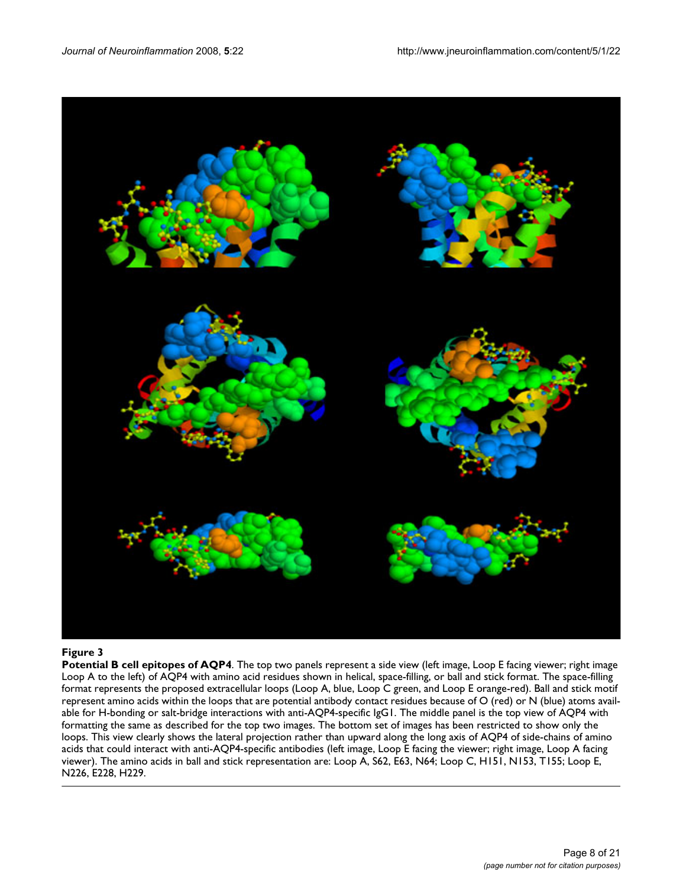**Figure 3**

**Potential B cell epitopes of AQP4**. The top two panels represent a side view (left image, Loop E facing viewer; right image Loop A to the left) of AQP4 with amino acid residues shown in helical, space-filling, or ball and stick format. The space-filling format represents the proposed extracellular loops (Loop A, blue, Loop C green, and Loop E orange-red). Ball and stick motif represent amino acids within the loops that are potential antibody contact residues because of O (red) or N (blue) atoms available for H-bonding or salt-bridge interactions with anti-AQP4-specific IgG1. The middle panel is the top view of AQP4 with formatting the same as described for the top two images. The bottom set of images has been restricted to show only the loops. This view clearly shows the lateral projection rather than upward along the long axis of AQP4 of side-chains of amino acids that could interact with anti-AQP4-specific antibodies (left image, Loop E facing the viewer; right image, Loop A facing viewer). The amino acids in ball and stick representation are: Loop A, S62, E63, N64; Loop C, H151, N153, T155; Loop E, N226, E228, H229.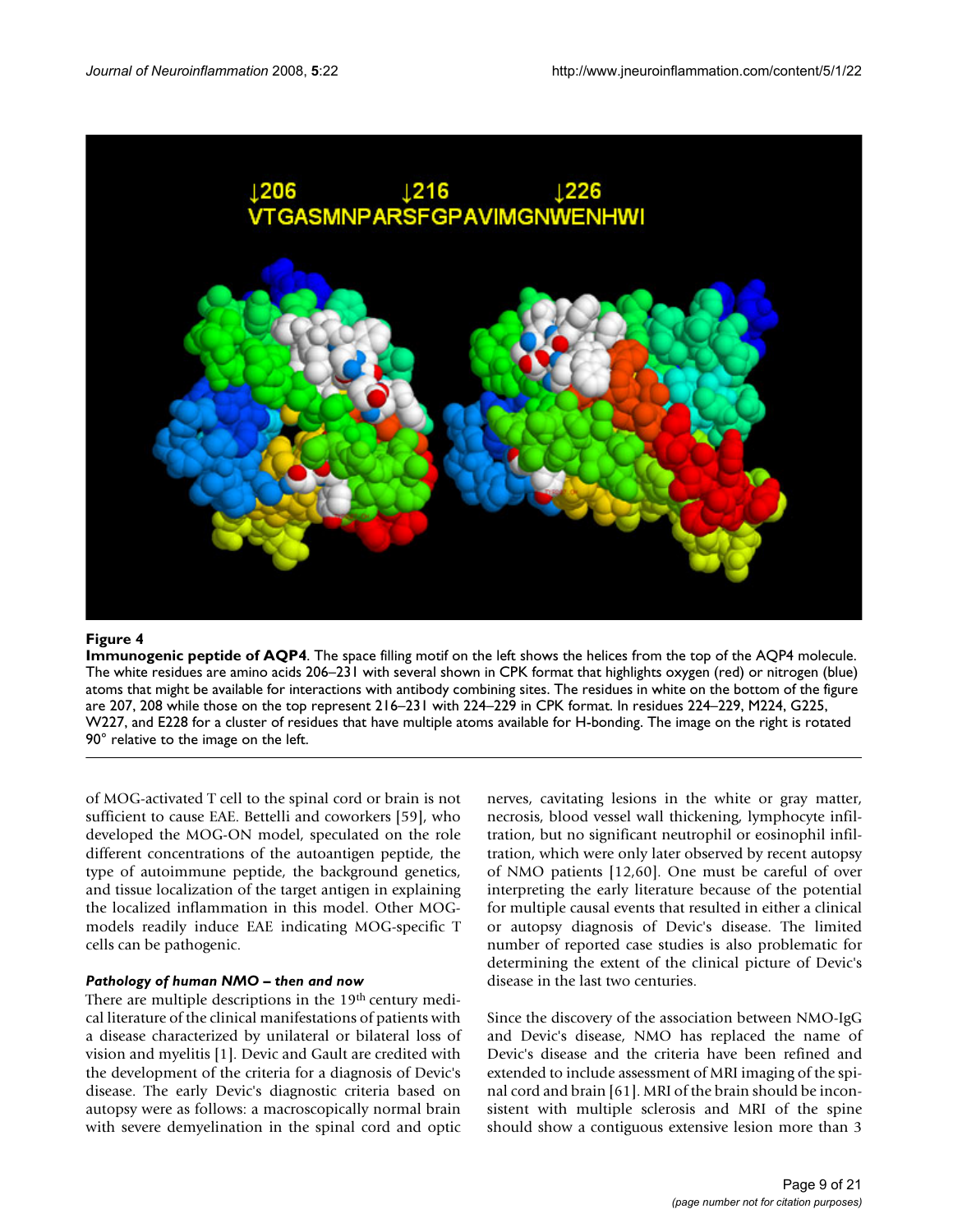**Figure 4**

**Immunogenic peptide of AQP4**. The space filling motif on the left shows the helices from the top of the AQP4 molecule. The white residues are amino acids 206–231 with several shown in CPK format that highlights oxygen (red) or nitrogen (blue) atoms that might be available for interactions with antibody combining sites. The residues in white on the bottom of the figure are 207, 208 while those on the top represent 216–231 with 224–229 in CPK format. In residues 224–229, M224, G225, W227, and E228 for a cluster of residues that have multiple atoms available for H-bonding. The image on the right is rotated 90° relative to the image on the left.

of MOG-activated T cell to the spinal cord or brain is not sufficient to cause EAE. Bettelli and coworkers [59], who developed the MOG-ON model, speculated on the role different concentrations of the autoantigen peptide, the type of autoimmune peptide, the background genetics, and tissue localization of the target antigen in explaining the localized inflammation in this model. Other MOG-models readily induce EAE indicating MOG-specific T cells can be pathogenic.

### *Pathology of human NMO – then and now*

There are multiple descriptions in the 19th century medical literature of the clinical manifestations of patients with a disease characterized by unilateral or bilateral loss of vision and myelitis [1]. Devic and Gault are credited with the development of the criteria for a diagnosis of Devic's disease. The early Devic's diagnostic criteria based on autopsy were as follows: a macroscopically normal brain with severe demyelination in the spinal cord and optic nerves, cavitating lesions in the white or gray matter, necrosis, blood vessel wall thickening, lymphocyte infiltration, but no significant neutrophil or eosinophil infiltration, which were only later observed by recent autopsy of NMO patients [12,60]. One must be careful of over interpreting the early literature because of the potential for multiple causal events that resulted in either a clinical or autopsy diagnosis of Devic's disease. The limited number of reported case studies is also problematic for determining the extent of the clinical picture of Devic's disease in the last two centuries.

Since the discovery of the association between NMO-IgG and Devic's disease, NMO has replaced the name of Devic's disease and the criteria have been refined and extended to include assessment of MRI imaging of the spinal cord and brain [61]. MRI of the brain should be inconsistent with multiple sclerosis and MRI of the spine should show a contiguous extensive lesion more than 3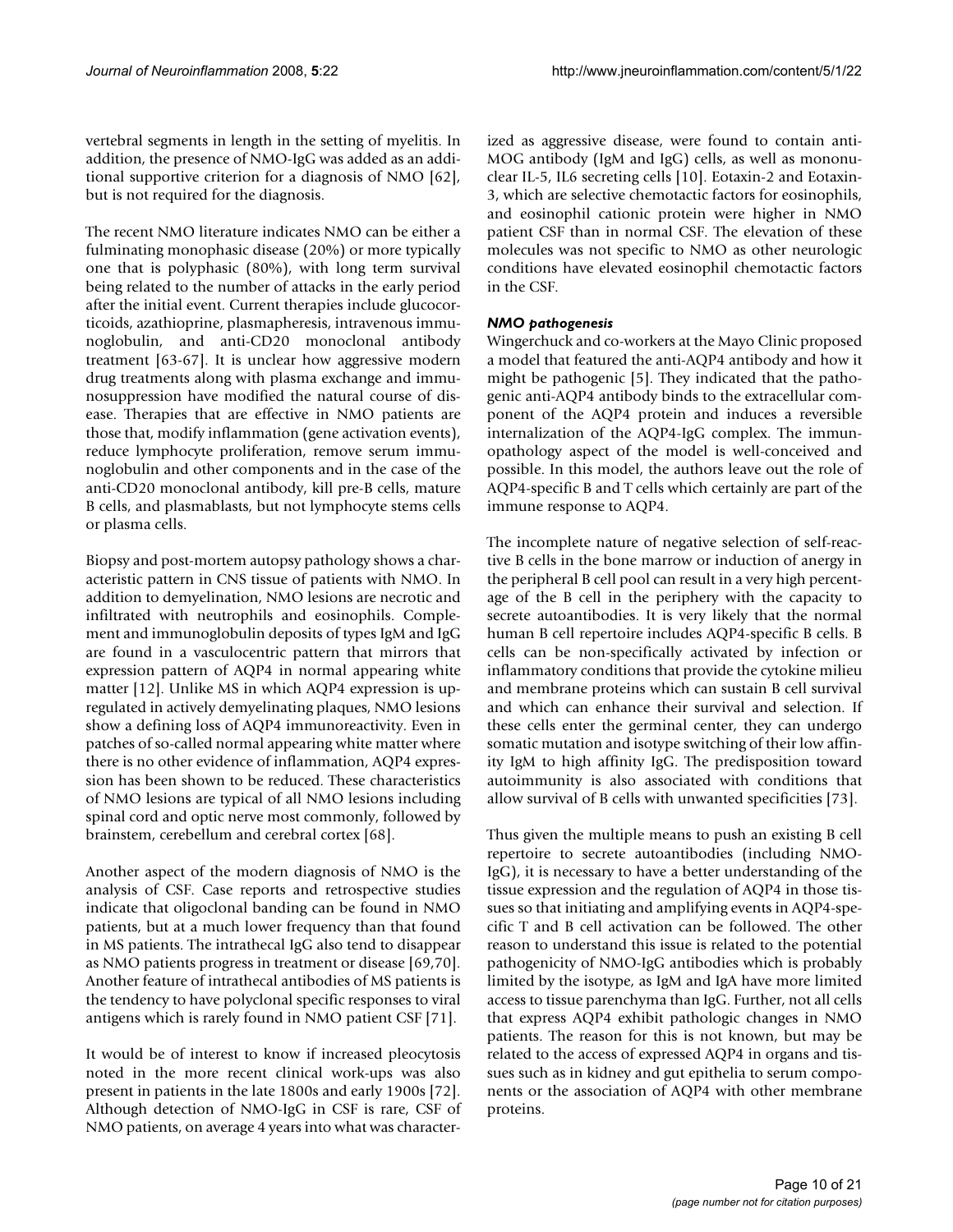vertebral segments in length in the setting of myelitis. In addition, the presence of NMO-IgG was added as an additional supportive criterion for a diagnosis of NMO [62], but is not required for the diagnosis.

The recent NMO literature indicates NMO can be either a fulminating monophasic disease (20%) or more typically one that is polyphasic (80%), with long term survival being related to the number of attacks in the early period after the initial event. Current therapies include glucocorticoids, azathioprine, plasmapheresis, intravenous immunoglobulin, and anti-CD20 monoclonal antibody treatment [63-67]. It is unclear how aggressive modern drug treatments along with plasma exchange and immunosuppression have modified the natural course of disease. Therapies that are effective in NMO patients are those that, modify inflammation (gene activation events), reduce lymphocyte proliferation, remove serum immunoglobulin and other components and in the case of the anti-CD20 monoclonal antibody, kill pre-B cells, mature B cells, and plasmablasts, but not lymphocyte stems cells or plasma cells.

Biopsy and post-mortem autopsy pathology shows a characteristic pattern in CNS tissue of patients with NMO. In addition to demyelination, NMO lesions are necrotic and infiltrated with neutrophils and eosinophils. Complement and immunoglobulin deposits of types IgM and IgG are found in a vasculocentric pattern that mirrors that expression pattern of AQP4 in normal appearing white matter [12]. Unlike MS in which AQP4 expression is upregulated in actively demyelinating plaques, NMO lesions show a defining loss of AQP4 immunoreactivity. Even in patches of so-called normal appearing white matter where there is no other evidence of inflammation, AQP4 expression has been shown to be reduced. These characteristics of NMO lesions are typical of all NMO lesions including spinal cord and optic nerve most commonly, followed by brainstem, cerebellum and cerebral cortex [68].

Another aspect of the modern diagnosis of NMO is the analysis of CSF. Case reports and retrospective studies indicate that oligoclonal banding can be found in NMO patients, but at a much lower frequency than that found in MS patients. The intrathecal IgG also tend to disappear as NMO patients progress in treatment or disease [69,70]. Another feature of intrathecal antibodies of MS patients is the tendency to have polyclonal specific responses to viral antigens which is rarely found in NMO patient CSF [71].

It would be of interest to know if increased pleocytosis noted in the more recent clinical work-ups was also present in patients in the late 1800s and early 1900s [72]. Although detection of NMO-IgG in CSF is rare, CSF of NMO patients, on average 4 years into what was characterized as aggressive disease, were found to contain anti-MOG antibody (IgM and IgG) cells, as well as mononuclear IL-5, IL6 secreting cells [10]. Eotaxin-2 and Eotaxin-3, which are selective chemotactic factors for eosinophils, and eosinophil cationic protein were higher in NMO patient CSF than in normal CSF. The elevation of these molecules was not specific to NMO as other neurologic conditions have elevated eosinophil chemotactic factors in the CSF.

### *NMO pathogenesis*

Wingerchuck and co-workers at the Mayo Clinic proposed a model that featured the anti-AQP4 antibody and how it might be pathogenic [5]. They indicated that the pathogenic anti-AQP4 antibody binds to the extracellular component of the AQP4 protein and induces a reversible internalization of the AQP4-IgG complex. The immunopathology aspect of the model is well-conceived and possible. In this model, the authors leave out the role of AQP4-specific B and T cells which certainly are part of the immune response to AQP4.

The incomplete nature of negative selection of self-reactive B cells in the bone marrow or induction of anergy in the peripheral B cell pool can result in a very high percentage of the B cell in the periphery with the capacity to secrete autoantibodies. It is very likely that the normal human B cell repertoire includes AQP4-specific B cells. B cells can be non-specifically activated by infection or inflammatory conditions that provide the cytokine milieu and membrane proteins which can sustain B cell survival and which can enhance their survival and selection. If these cells enter the germinal center, they can undergo somatic mutation and isotype switching of their low affinity IgM to high affinity IgG. The predisposition toward autoimmunity is also associated with conditions that allow survival of B cells with unwanted specificities [73].

Thus given the multiple means to push an existing B cell repertoire to secrete autoantibodies (including NMO-IgG), it is necessary to have a better understanding of the tissue expression and the regulation of AQP4 in those tissues so that initiating and amplifying events in AQP4-specific T and B cell activation can be followed. The other reason to understand this issue is related to the potential pathogenicity of NMO-IgG antibodies which is probably limited by the isotype, as IgM and IgA have more limited access to tissue parenchyma than IgG. Further, not all cells that express AQP4 exhibit pathologic changes in NMO patients. The reason for this is not known, but may be related to the access of expressed AQP4 in organs and tissues such as in kidney and gut epithelia to serum components or the association of AQP4 with other membrane proteins.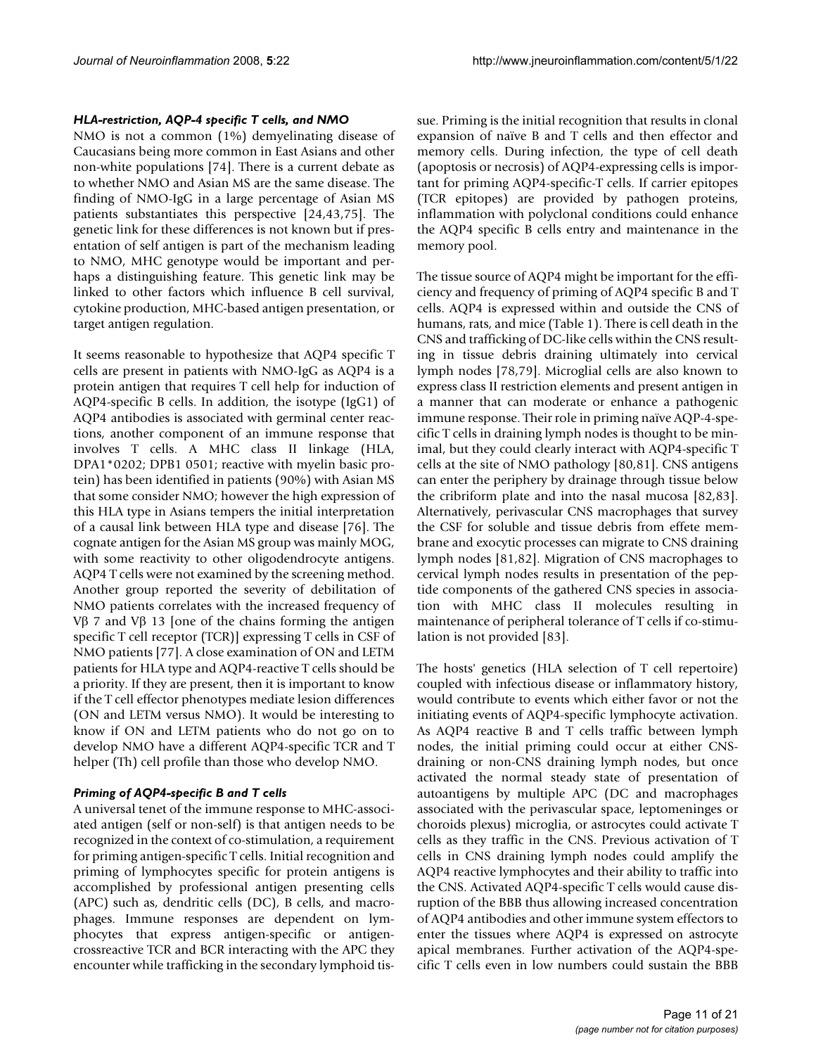### *HLA-restriction, AQP-4 specific T cells, and NMO*

NMO is not a common (1%) demyelinating disease of Caucasians being more common in East Asians and other non-white populations [74]. There is a current debate as to whether NMO and Asian MS are the same disease. The finding of NMO-IgG in a large percentage of Asian MS patients substantiates this perspective [24,43,75]. The genetic link for these differences is not known but if presentation of self antigen is part of the mechanism leading to NMO, MHC genotype would be important and perhaps a distinguishing feature. This genetic link may be linked to other factors which influence B cell survival, cytokine production, MHC-based antigen presentation, or target antigen regulation.

It seems reasonable to hypothesize that AQP4 specific T cells are present in patients with NMO-IgG as AQP4 is a protein antigen that requires T cell help for induction of AQP4-specific B cells. In addition, the isotype (IgG1) of AQP4 antibodies is associated with germinal center reactions, another component of an immune response that involves T cells. A MHC class II linkage (HLA, DPA1*0202; DPB1 0501; reactive with myelin basic protein) has been identified in patients (90%) with Asian MS that some consider NMO; however the high expression of this HLA type in Asians tempers the initial interpretation of a causal link between HLA type and disease [76]. The cognate antigen for the Asian MS group was mainly MOG, with some reactivity to other oligodendrocyte antigens. AQP4 T cells were not examined by the screening method. Another group reported the severity of debilitation of NMO patients correlates with the increased frequency of Vβ 7 and Vβ 13 [one of the chains forming the antigen specific T cell receptor (TCR)] expressing T cells in CSF of NMO patients [77]. A close examination of ON and LETM patients for HLA type and AQP4-reactive T cells should be a priority. If they are present, then it is important to know if the T cell effector phenotypes mediate lesion differences (ON and LETM versus NMO). It would be interesting to know if ON and LETM patients who do not go on to develop NMO have a different AQP4-specific TCR and T helper (Th) cell profile than those who develop NMO.

### *Priming of AQP4-specific B and T cells*

A universal tenet of the immune response to MHC-associated antigen (self or non-self) is that antigen needs to be recognized in the context of co-stimulation, a requirement for priming antigen-specific T cells. Initial recognition and priming of lymphocytes specific for protein antigens is accomplished by professional antigen presenting cells (APC) such as, dendritic cells (DC), B cells, and macrophages. Immune responses are dependent on lymphocytes that express antigen-specific or antigen-crossreactive TCR and BCR interacting with the APC they encounter while trafficking in the secondary lymphoid tissue. Priming is the initial recognition that results in clonal expansion of naïve B and T cells and then effector and memory cells. During infection, the type of cell death (apoptosis or necrosis) of AQP4-expressing cells is important for priming AQP4-specific-T cells. If carrier epitopes (TCR epitopes) are provided by pathogen proteins, inflammation with polyclonal conditions could enhance the AQP4 specific B cells entry and maintenance in the memory pool.

The tissue source of AQP4 might be important for the efficiency and frequency of priming of AQP4 specific B and T cells. AQP4 is expressed within and outside the CNS of humans, rats, and mice (Table 1). There is cell death in the CNS and trafficking of DC-like cells within the CNS resulting in tissue debris draining ultimately into cervical lymph nodes [78,79]. Microglial cells are also known to express class II restriction elements and present antigen in a manner that can moderate or enhance a pathogenic immune response. Their role in priming naïve AQP-4-specific T cells in draining lymph nodes is thought to be minimal, but they could clearly interact with AQP4-specific T cells at the site of NMO pathology [80,81]. CNS antigens can enter the periphery by drainage through tissue below the cribriform plate and into the nasal mucosa [82,83]. Alternatively, perivascular CNS macrophages that survey the CSF for soluble and tissue debris from effete membrane and exocytic processes can migrate to CNS draining lymph nodes [81,82]. Migration of CNS macrophages to cervical lymph nodes results in presentation of the peptide components of the gathered CNS species in association with MHC class II molecules resulting in maintenance of peripheral tolerance of T cells if co-stimulation is not provided [83].

The hosts' genetics (HLA selection of T cell repertoire) coupled with infectious disease or inflammatory history, would contribute to events which either favor or not the initiating events of AQP4-specific lymphocyte activation. As AQP4 reactive B and T cells traffic between lymph nodes, the initial priming could occur at either CNS-draining or non-CNS draining lymph nodes, but once activated the normal steady state of presentation of autoantigens by multiple APC (DC and macrophages associated with the perivascular space, leptomeninges or choroids plexus) microglia, or astrocytes could activate T cells as they traffic in the CNS. Previous activation of T cells in CNS draining lymph nodes could amplify the AQP4 reactive lymphocytes and their ability to traffic into the CNS. Activated AQP4-specific T cells would cause disruption of the BBB thus allowing increased concentration of AQP4 antibodies and other immune system effectors to enter the tissues where AQP4 is expressed on astrocyte apical membranes. Further activation of the AQP4-specific T cells even in low numbers could sustain the BBB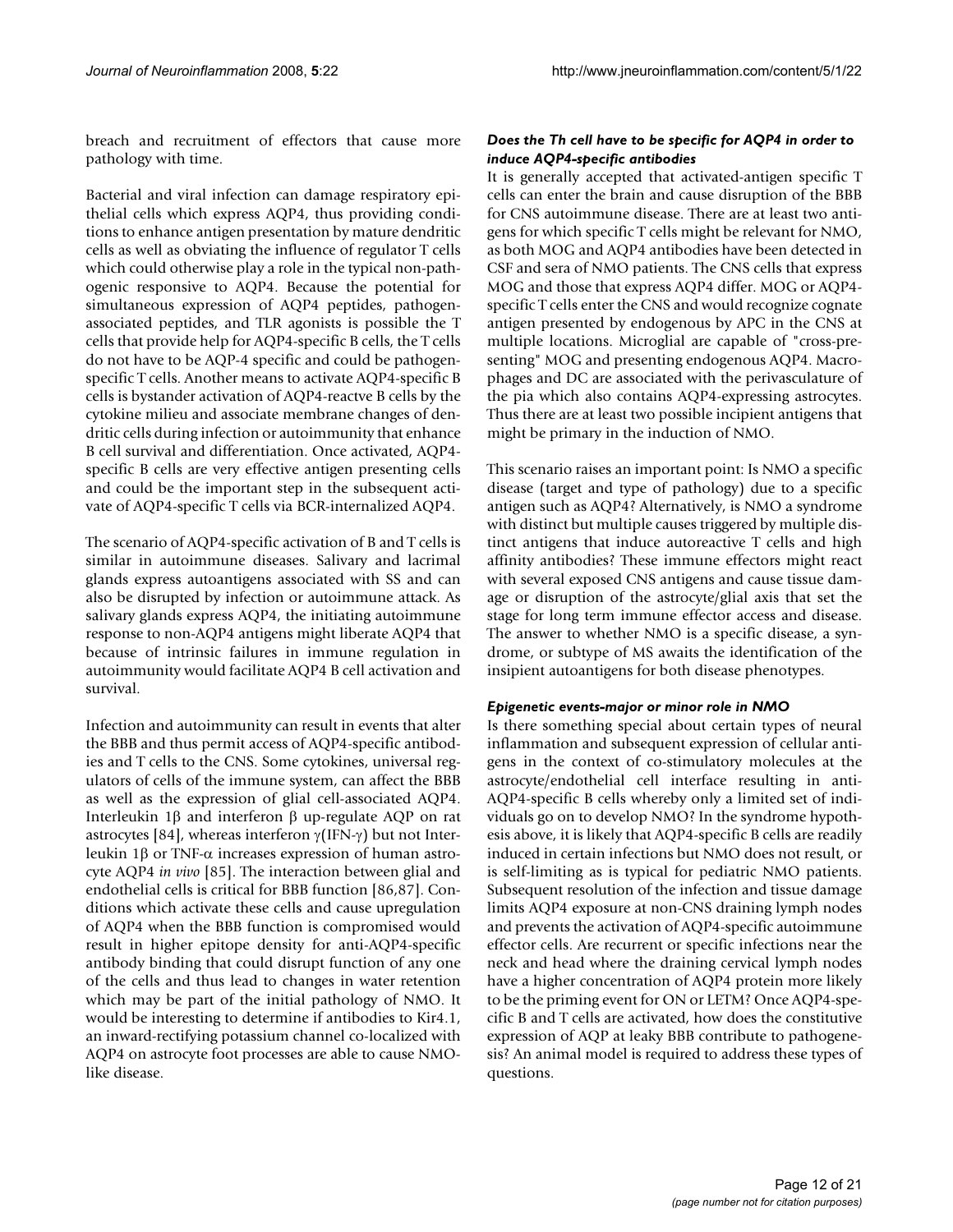breach and recruitment of effectors that cause more pathology with time.

Bacterial and viral infection can damage respiratory epithelial cells which express AQP4, thus providing conditions to enhance antigen presentation by mature dendritic cells as well as obviating the influence of regulator T cells which could otherwise play a role in the typical non-pathogenic responsive to AQP4. Because the potential for simultaneous expression of AQP4 peptides, pathogen-associated peptides, and TLR agonists is possible the T cells that provide help for AQP4-specific B cells, the T cells do not have to be AQP-4 specific and could be pathogen-specific T cells. Another means to activate AQP4-specific B cells is bystander activation of AQP4-reactve B cells by the cytokine milieu and associate membrane changes of dendritic cells during infection or autoimmunity that enhance B cell survival and differentiation. Once activated, AQP4-specific B cells are very effective antigen presenting cells and could be the important step in the subsequent activate of AQP4-specific T cells via BCR-internalized AQP4.

The scenario of AQP4-specific activation of B and T cells is similar in autoimmune diseases. Salivary and lacrimal glands express autoantigens associated with SS and can also be disrupted by infection or autoimmune attack. As salivary glands express AQP4, the initiating autoimmune response to non-AQP4 antigens might liberate AQP4 that because of intrinsic failures in immune regulation in autoimmunity would facilitate AQP4 B cell activation and survival.

Infection and autoimmunity can result in events that alter the BBB and thus permit access of AQP4-specific antibodies and T cells to the CNS. Some cytokines, universal regulators of cells of the immune system, can affect the BBB as well as the expression of glial cell-associated AQP4. Interleukin 1β and interferon β up-regulate AQP on rat astrocytes [84], whereas interferon γ(IFN-γ) but not Interleukin 1β or TNF-α increases expression of human astrocyte AQP4 *in vivo* [85]. The interaction between glial and endothelial cells is critical for BBB function [86,87]. Conditions which activate these cells and cause upregulation of AQP4 when the BBB function is compromised would result in higher epitope density for anti-AQP4-specific antibody binding that could disrupt function of any one of the cells and thus lead to changes in water retention which may be part of the initial pathology of NMO. It would be interesting to determine if antibodies to Kir4.1, an inward-rectifying potassium channel co-localized with AQP4 on astrocyte foot processes are able to cause NMO-like disease.

### *Does the Th cell have to be specific for AQP4 in order to induce AQP4-specific antibodies*

It is generally accepted that activated-antigen specific T cells can enter the brain and cause disruption of the BBB for CNS autoimmune disease. There are at least two antigens for which specific T cells might be relevant for NMO, as both MOG and AQP4 antibodies have been detected in CSF and sera of NMO patients. The CNS cells that express MOG and those that express AQP4 differ. MOG or AQP4-specific T cells enter the CNS and would recognize cognate antigen presented by endogenous by APC in the CNS at multiple locations. Microglial are capable of "cross-presenting" MOG and presenting endogenous AQP4. Macrophages and DC are associated with the perivasculature of the pia which also contains AQP4-expressing astrocytes. Thus there are at least two possible incipient antigens that might be primary in the induction of NMO.

This scenario raises an important point: Is NMO a specific disease (target and type of pathology) due to a specific antigen such as AQP4? Alternatively, is NMO a syndrome with distinct but multiple causes triggered by multiple distinct antigens that induce autoreactive T cells and high affinity antibodies? These immune effectors might react with several exposed CNS antigens and cause tissue damage or disruption of the astrocyte/glial axis that set the stage for long term immune effector access and disease. The answer to whether NMO is a specific disease, a syndrome, or subtype of MS awaits the identification of the insipient autoantigens for both disease phenotypes.

### *Epigenetic events-major or minor role in NMO*

Is there something special about certain types of neural inflammation and subsequent expression of cellular antigens in the context of co-stimulatory molecules at the astrocyte/endothelial cell interface resulting in anti-AQP4-specific B cells whereby only a limited set of individuals go on to develop NMO? In the syndrome hypothesis above, it is likely that AQP4-specific B cells are readily induced in certain infections but NMO does not result, or is self-limiting as is typical for pediatric NMO patients. Subsequent resolution of the infection and tissue damage limits AQP4 exposure at non-CNS draining lymph nodes and prevents the activation of AQP4-specific autoimmune effector cells. Are recurrent or specific infections near the neck and head where the draining cervical lymph nodes have a higher concentration of AQP4 protein more likely to be the priming event for ON or LETM? Once AQP4-specific B and T cells are activated, how does the constitutive expression of AQP at leaky BBB contribute to pathogenesis? An animal model is required to address these types of questions.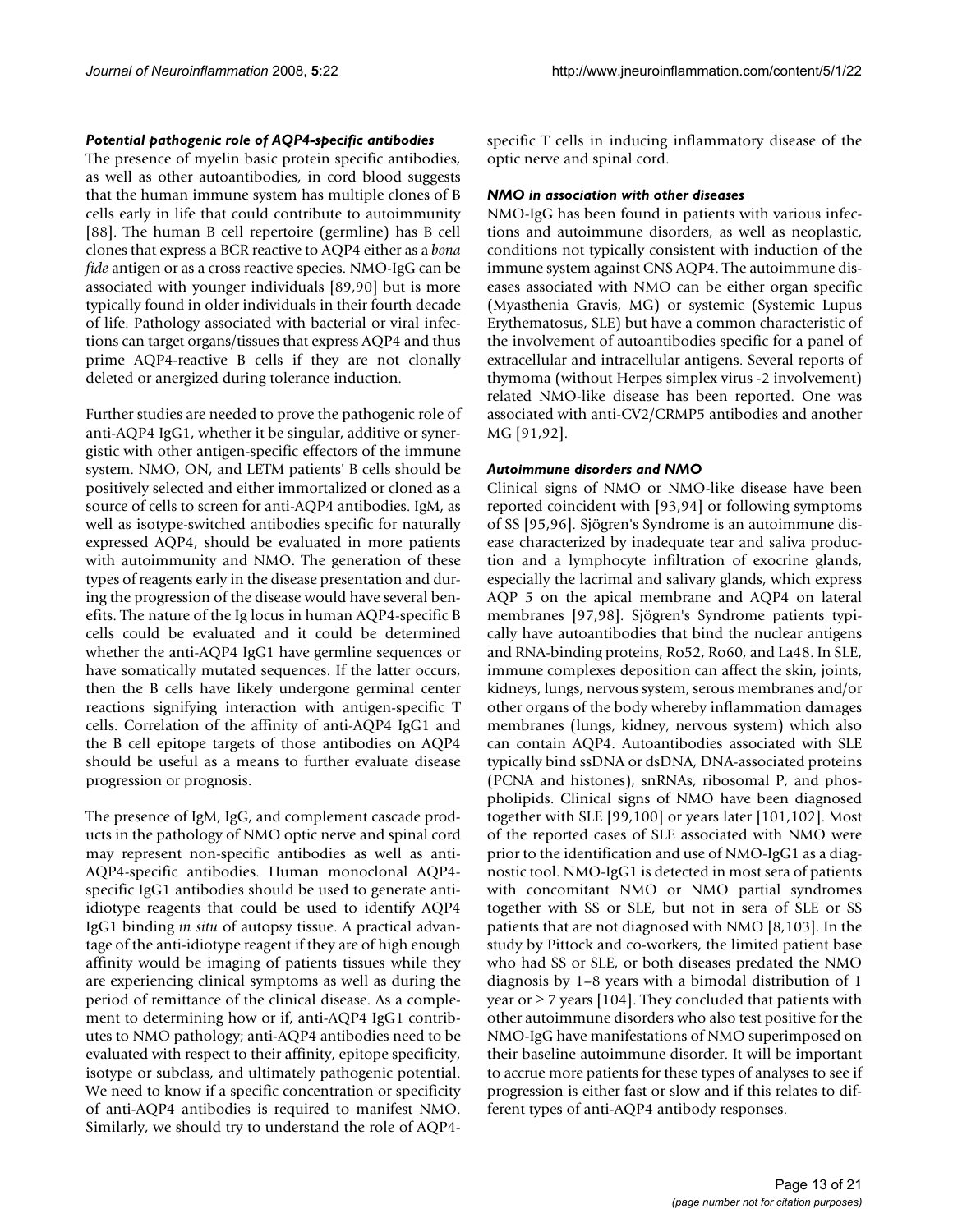### *Potential pathogenic role of AQP4-specific antibodies*

The presence of myelin basic protein specific antibodies, as well as other autoantibodies, in cord blood suggests that the human immune system has multiple clones of B cells early in life that could contribute to autoimmunity [88]. The human B cell repertoire (germline) has B cell clones that express a BCR reactive to AQP4 either as a *bona fide* antigen or as a cross reactive species. NMO-IgG can be associated with younger individuals [89,90] but is more typically found in older individuals in their fourth decade of life. Pathology associated with bacterial or viral infections can target organs/tissues that express AQP4 and thus prime AQP4-reactive B cells if they are not clonally deleted or anergized during tolerance induction.

Further studies are needed to prove the pathogenic role of anti-AQP4 IgG1, whether it be singular, additive or synergistic with other antigen-specific effectors of the immune system. NMO, ON, and LETM patients' B cells should be positively selected and either immortalized or cloned as a source of cells to screen for anti-AQP4 antibodies. IgM, as well as isotype-switched antibodies specific for naturally expressed AQP4, should be evaluated in more patients with autoimmunity and NMO. The generation of these types of reagents early in the disease presentation and during the progression of the disease would have several benefits. The nature of the Ig locus in human AQP4-specific B cells could be evaluated and it could be determined whether the anti-AQP4 IgG1 have germline sequences or have somatically mutated sequences. If the latter occurs, then the B cells have likely undergone germinal center reactions signifying interaction with antigen-specific T cells. Correlation of the affinity of anti-AQP4 IgG1 and the B cell epitope targets of those antibodies on AQP4 should be useful as a means to further evaluate disease progression or prognosis.

The presence of IgM, IgG, and complement cascade products in the pathology of NMO optic nerve and spinal cord may represent non-specific antibodies as well as anti-AQP4-specific antibodies. Human monoclonal AQP4-specific IgG1 antibodies should be used to generate anti-idiotype reagents that could be used to identify AQP4 IgG1 binding *in situ* of autopsy tissue. A practical advantage of the anti-idiotype reagent if they are of high enough affinity would be imaging of patients tissues while they are experiencing clinical symptoms as well as during the period of remittance of the clinical disease. As a complement to determining how or if, anti-AQP4 IgG1 contributes to NMO pathology; anti-AQP4 antibodies need to be evaluated with respect to their affinity, epitope specificity, isotype or subclass, and ultimately pathogenic potential. We need to know if a specific concentration or specificity of anti-AQP4 antibodies is required to manifest NMO. Similarly, we should try to understand the role of AQP4-specific T cells in inducing inflammatory disease of the optic nerve and spinal cord.

### *NMO in association with other diseases*

NMO-IgG has been found in patients with various infections and autoimmune disorders, as well as neoplastic, conditions not typically consistent with induction of the immune system against CNS AQP4. The autoimmune diseases associated with NMO can be either organ specific (Myasthenia Gravis, MG) or systemic (Systemic Lupus Erythematosus, SLE) but have a common characteristic of the involvement of autoantibodies specific for a panel of extracellular and intracellular antigens. Several reports of thymoma (without Herpes simplex virus -2 involvement) related NMO-like disease has been reported. One was associated with anti-CV2/CRMP5 antibodies and another MG [91,92].

### *Autoimmune disorders and NMO*

Clinical signs of NMO or NMO-like disease have been reported coincident with [93,94] or following symptoms of SS [95,96]. Sjögren's Syndrome is an autoimmune disease characterized by inadequate tear and saliva production and a lymphocyte infiltration of exocrine glands, especially the lacrimal and salivary glands, which express AQP 5 on the apical membrane and AQP4 on lateral membranes [97,98]. Sjögren's Syndrome patients typically have autoantibodies that bind the nuclear antigens and RNA-binding proteins, Ro52, Ro60, and La48. In SLE, immune complexes deposition can affect the skin, joints, kidneys, lungs, nervous system, serous membranes and/or other organs of the body whereby inflammation damages membranes (lungs, kidney, nervous system) which also can contain AQP4. Autoantibodies associated with SLE typically bind ssDNA or dsDNA, DNA-associated proteins (PCNA and histones), snRNAs, ribosomal P, and phospholipids. Clinical signs of NMO have been diagnosed together with SLE [99,100] or years later [101,102]. Most of the reported cases of SLE associated with NMO were prior to the identification and use of NMO-IgG1 as a diagnostic tool. NMO-IgG1 is detected in most sera of patients with concomitant NMO or NMO partial syndromes together with SS or SLE, but not in sera of SLE or SS patients that are not diagnosed with NMO [8,103]. In the study by Pittock and co-workers, the limited patient base who had SS or SLE, or both diseases predated the NMO diagnosis by 1–8 years with a bimodal distribution of 1 year or ≥ 7 years [104]. They concluded that patients with other autoimmune disorders who also test positive for the NMO-IgG have manifestations of NMO superimposed on their baseline autoimmune disorder. It will be important to accrue more patients for these types of analyses to see if progression is either fast or slow and if this relates to different types of anti-AQP4 antibody responses.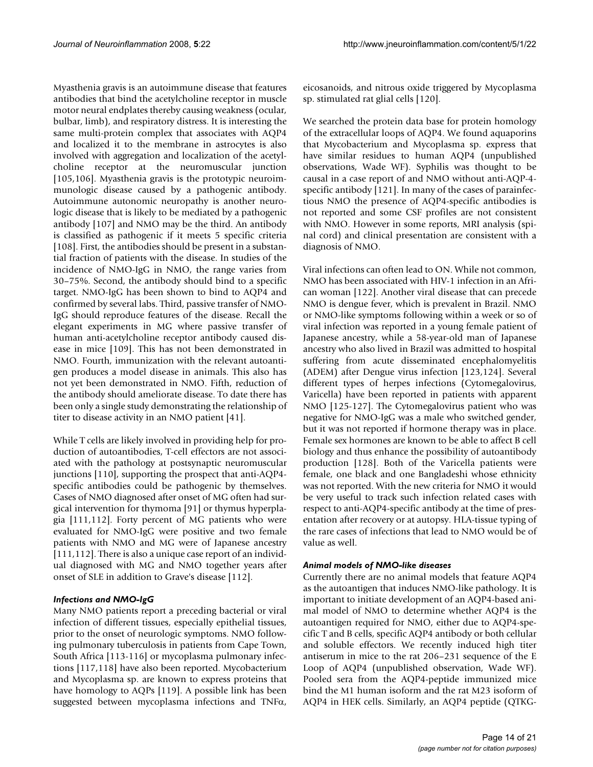Myasthenia gravis is an autoimmune disease that features antibodies that bind the acetylcholine receptor in muscle motor neural endplates thereby causing weakness (ocular, bulbar, limb), and respiratory distress. It is interesting the same multi-protein complex that associates with AQP4 and localized it to the membrane in astrocytes is also involved with aggregation and localization of the acetylcholine receptor at the neuromuscular junction [105,106]. Myasthenia gravis is the prototypic neuroimmunologic disease caused by a pathogenic antibody. Autoimmune autonomic neuropathy is another neurologic disease that is likely to be mediated by a pathogenic antibody [107] and NMO may be the third. An antibody is classified as pathogenic if it meets 5 specific criteria [108]. First, the antibodies should be present in a substantial fraction of patients with the disease. In studies of the incidence of NMO-IgG in NMO, the range varies from 30–75%. Second, the antibody should bind to a specific target. NMO-IgG has been shown to bind to AQP4 and confirmed by several labs. Third, passive transfer of NMO-IgG should reproduce features of the disease. Recall the elegant experiments in MG where passive transfer of human anti-acetylcholine receptor antibody caused disease in mice [109]. This has not been demonstrated in NMO. Fourth, immunization with the relevant autoantigen produces a model disease in animals. This also has not yet been demonstrated in NMO. Fifth, reduction of the antibody should ameliorate disease. To date there has been only a single study demonstrating the relationship of titer to disease activity in an NMO patient [41].

While T cells are likely involved in providing help for production of autoantibodies, T-cell effectors are not associated with the pathology at postsynaptic neuromuscular junctions [110], supporting the prospect that anti-AQP4-specific antibodies could be pathogenic by themselves. Cases of NMO diagnosed after onset of MG often had surgical intervention for thymoma [91] or thymus hyperplagia [111,112]. Forty percent of MG patients who were evaluated for NMO-IgG were positive and two female patients with NMO and MG were of Japanese ancestry [111,112]. There is also a unique case report of an individual diagnosed with MG and NMO together years after onset of SLE in addition to Grave's disease [112].

### *Infections and NMO-IgG*

Many NMO patients report a preceding bacterial or viral infection of different tissues, especially epithelial tissues, prior to the onset of neurologic symptoms. NMO following pulmonary tuberculosis in patients from Cape Town, South Africa [113-116] or mycoplasma pulmonary infections [117,118] have also been reported. Mycobacterium and Mycoplasma sp. are known to express proteins that have homology to AQPs [119]. A possible link has been suggested between mycoplasma infections and TNFα, eicosanoids, and nitrous oxide triggered by Mycoplasma sp. stimulated rat glial cells [120].

We searched the protein data base for protein homology of the extracellular loops of AQP4. We found aquaporins that Mycobacterium and Mycoplasma sp. express that have similar residues to human AQP4 (unpublished observations, Wade WF). Syphilis was thought to be causal in a case report of and NMO without anti-AQP-4-specific antibody [121]. In many of the cases of parainfectious NMO the presence of AQP4-specific antibodies is not reported and some CSF profiles are not consistent with NMO. However in some reports, MRI analysis (spinal cord) and clinical presentation are consistent with a diagnosis of NMO.

Viral infections can often lead to ON. While not common, NMO has been associated with HIV-1 infection in an African woman [122]. Another viral disease that can precede NMO is dengue fever, which is prevalent in Brazil. NMO or NMO-like symptoms following within a week or so of viral infection was reported in a young female patient of Japanese ancestry, while a 58-year-old man of Japanese ancestry who also lived in Brazil was admitted to hospital suffering from acute disseminated encephalomyelitis (ADEM) after Dengue virus infection [123,124]. Several different types of herpes infections (Cytomegalovirus, Varicella) have been reported in patients with apparent NMO [125-127]. The Cytomegalovirus patient who was negative for NMO-IgG was a male who switched gender, but it was not reported if hormone therapy was in place. Female sex hormones are known to be able to affect B cell biology and thus enhance the possibility of autoantibody production [128]. Both of the Varicella patients were female, one black and one Bangladeshi whose ethnicity was not reported. With the new criteria for NMO it would be very useful to track such infection related cases with respect to anti-AQP4-specific antibody at the time of presentation after recovery or at autopsy. HLA-tissue typing of the rare cases of infections that lead to NMO would be of value as well.

### *Animal models of NMO-like diseases*

Currently there are no animal models that feature AQP4 as the autoantigen that induces NMO-like pathology. It is important to initiate development of an AQP4-based animal model of NMO to determine whether AQP4 is the autoantigen required for NMO, either due to AQP4-specific T and B cells, specific AQP4 antibody or both cellular and soluble effectors. We recently induced high titer antiserum in mice to the rat 206–231 sequence of the E Loop of AQP4 (unpublished observation, Wade WF). Pooled sera from the AQP4-peptide immunized mice bind the M1 human isoform and the rat M23 isoform of AQP4 in HEK cells. Similarly, an AQP4 peptide (QTKG-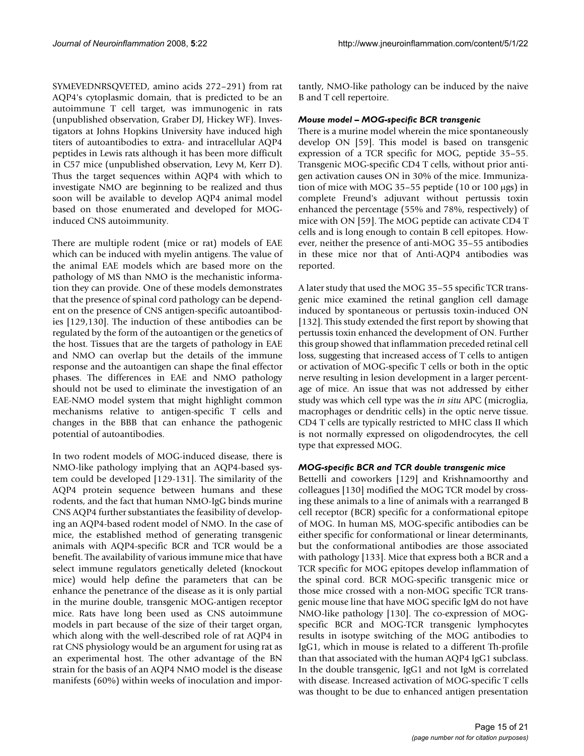SYMEVEDNRSQVETED, amino acids 272–291) from rat AQP4's cytoplasmic domain, that is predicted to be an autoimmune T cell target, was immunogenic in rats (unpublished observation, Graber DJ, Hickey WF). Investigators at Johns Hopkins University have induced high titers of autoantibodies to extra- and intracellular AQP4 peptides in Lewis rats although it has been more difficult in C57 mice (unpublished observation, Levy M, Kerr D). Thus the target sequences within AQP4 with which to investigate NMO are beginning to be realized and thus soon will be available to develop AQP4 animal model based on those enumerated and developed for MOG-induced CNS autoimmunity.

There are multiple rodent (mice or rat) models of EAE which can be induced with myelin antigens. The value of the animal EAE models which are based more on the pathology of MS than NMO is the mechanistic information they can provide. One of these models demonstrates that the presence of spinal cord pathology can be dependent on the presence of CNS antigen-specific autoantibodies [129,130]. The induction of these antibodies can be regulated by the form of the autoantigen or the genetics of the host. Tissues that are the targets of pathology in EAE and NMO can overlap but the details of the immune response and the autoantigen can shape the final effector phases. The differences in EAE and NMO pathology should not be used to eliminate the investigation of an EAE-NMO model system that might highlight common mechanisms relative to antigen-specific T cells and changes in the BBB that can enhance the pathogenic potential of autoantibodies.

In two rodent models of MOG-induced disease, there is NMO-like pathology implying that an AQP4-based system could be developed [129-131]. The similarity of the AQP4 protein sequence between humans and these rodents, and the fact that human NMO-IgG binds murine CNS AQP4 further substantiates the feasibility of developing an AQP4-based rodent model of NMO. In the case of mice, the established method of generating transgenic animals with AQP4-specific BCR and TCR would be a benefit. The availability of various immune mice that have select immune regulators genetically deleted (knockout mice) would help define the parameters that can be enhance the penetrance of the disease as it is only partial in the murine double, transgenic MOG-antigen receptor mice. Rats have long been used as CNS autoimmune models in part because of the size of their target organ, which along with the well-described role of rat AQP4 in rat CNS physiology would be an argument for using rat as an experimental host. The other advantage of the BN strain for the basis of an AQP4 NMO model is the disease manifests (60%) within weeks of inoculation and importantly, NMO-like pathology can be induced by the naive B and T cell repertoire.

### *Mouse model – MOG-specific BCR transgenic*

There is a murine model wherein the mice spontaneously develop ON [59]. This model is based on transgenic expression of a TCR specific for MOG, peptide 35–55. Transgenic MOG-specific CD4 T cells, without prior antigen activation causes ON in 30% of the mice. Immunization of mice with MOG 35–55 peptide (10 or 100 μgs) in complete Freund's adjuvant without pertussis toxin enhanced the percentage (55% and 78%, respectively) of mice with ON [59]. The MOG peptide can activate CD4 T cells and is long enough to contain B cell epitopes. However, neither the presence of anti-MOG 35–55 antibodies in these mice nor that of Anti-AQP4 antibodies was reported.

A later study that used the MOG 35–55 specific TCR transgenic mice examined the retinal ganglion cell damage induced by spontaneous or pertussis toxin-induced ON [132]. This study extended the first report by showing that pertussis toxin enhanced the development of ON. Further this group showed that inflammation preceded retinal cell loss, suggesting that increased access of T cells to antigen or activation of MOG-specific T cells or both in the optic nerve resulting in lesion development in a larger percentage of mice. An issue that was not addressed by either study was which cell type was the *in situ* APC (microglia, macrophages or dendritic cells) in the optic nerve tissue. CD4 T cells are typically restricted to MHC class II which is not normally expressed on oligodendrocytes, the cell type that expressed MOG.

### *MOG-specific BCR and TCR double transgenic mice*

Bettelli and coworkers [129] and Krishnamoorthy and colleagues [130] modified the MOG TCR model by crossing these animals to a line of animals with a rearranged B cell receptor (BCR) specific for a conformational epitope of MOG. In human MS, MOG-specific antibodies can be either specific for conformational or linear determinants, but the conformational antibodies are those associated with pathology [133]. Mice that express both a BCR and a TCR specific for MOG epitopes develop inflammation of the spinal cord. BCR MOG-specific transgenic mice or those mice crossed with a non-MOG specific TCR transgenic mouse line that have MOG specific IgM do not have NMO-like pathology [130]. The co-expression of MOG-specific BCR and MOG-TCR transgenic lymphocytes results in isotype switching of the MOG antibodies to IgG1, which in mouse is related to a different Th-profile than that associated with the human AQP4 IgG1 subclass. In the double transgenic, IgG1 and not IgM is correlated with disease. Increased activation of MOG-specific T cells was thought to be due to enhanced antigen presentation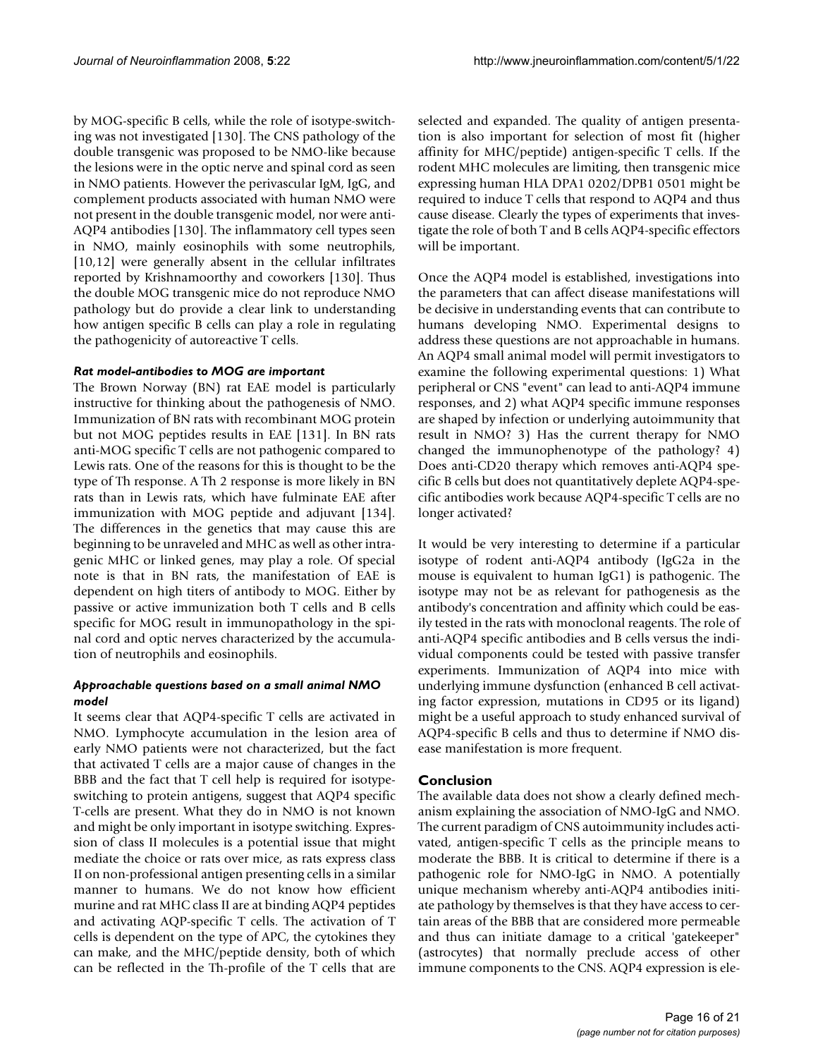by MOG-specific B cells, while the role of isotype-switching was not investigated [130]. The CNS pathology of the double transgenic was proposed to be NMO-like because the lesions were in the optic nerve and spinal cord as seen in NMO patients. However the perivascular IgM, IgG, and complement products associated with human NMO were not present in the double transgenic model, nor were anti-AQP4 antibodies [130]. The inflammatory cell types seen in NMO, mainly eosinophils with some neutrophils, [10,12] were generally absent in the cellular infiltrates reported by Krishnamoorthy and coworkers [130]. Thus the double MOG transgenic mice do not reproduce NMO pathology but do provide a clear link to understanding how antigen specific B cells can play a role in regulating the pathogenicity of autoreactive T cells.

### *Rat model-antibodies to MOG are important*

The Brown Norway (BN) rat EAE model is particularly instructive for thinking about the pathogenesis of NMO. Immunization of BN rats with recombinant MOG protein but not MOG peptides results in EAE [131]. In BN rats anti-MOG specific T cells are not pathogenic compared to Lewis rats. One of the reasons for this is thought to be the type of Th response. A Th 2 response is more likely in BN rats than in Lewis rats, which have fulminate EAE after immunization with MOG peptide and adjuvant [134]. The differences in the genetics that may cause this are beginning to be unraveled and MHC as well as other intragenic MHC or linked genes, may play a role. Of special note is that in BN rats, the manifestation of EAE is dependent on high titers of antibody to MOG. Either by passive or active immunization both T cells and B cells specific for MOG result in immunopathology in the spinal cord and optic nerves characterized by the accumulation of neutrophils and eosinophils.

### *Approachable questions based on a small animal NMO model*

It seems clear that AQP4-specific T cells are activated in NMO. Lymphocyte accumulation in the lesion area of early NMO patients were not characterized, but the fact that activated T cells are a major cause of changes in the BBB and the fact that T cell help is required for isotype-switching to protein antigens, suggest that AQP4 specific T-cells are present. What they do in NMO is not known and might be only important in isotype switching. Expression of class II molecules is a potential issue that might mediate the choice or rats over mice, as rats express class II on non-professional antigen presenting cells in a similar manner to humans. We do not know how efficient murine and rat MHC class II are at binding AQP4 peptides and activating AQP-specific T cells. The activation of T cells is dependent on the type of APC, the cytokines they can make, and the MHC/peptide density, both of which can be reflected in the Th-profile of the T cells that are selected and expanded. The quality of antigen presentation is also important for selection of most fit (higher affinity for MHC/peptide) antigen-specific T cells. If the rodent MHC molecules are limiting, then transgenic mice expressing human HLA DPA1 0202/DPB1 0501 might be required to induce T cells that respond to AQP4 and thus cause disease. Clearly the types of experiments that investigate the role of both T and B cells AQP4-specific effectors will be important.

Once the AQP4 model is established, investigations into the parameters that can affect disease manifestations will be decisive in understanding events that can contribute to humans developing NMO. Experimental designs to address these questions are not approachable in humans. An AQP4 small animal model will permit investigators to examine the following experimental questions: 1) What peripheral or CNS "event" can lead to anti-AQP4 immune responses, and 2) what AQP4 specific immune responses are shaped by infection or underlying autoimmunity that result in NMO? 3) Has the current therapy for NMO changed the immunophenotype of the pathology? 4) Does anti-CD20 therapy which removes anti-AQP4 specific B cells but does not quantitatively deplete AQP4-specific antibodies work because AQP4-specific T cells are no longer activated?

It would be very interesting to determine if a particular isotype of rodent anti-AQP4 antibody (IgG2a in the mouse is equivalent to human IgG1) is pathogenic. The isotype may not be as relevant for pathogenesis as the antibody's concentration and affinity which could be easily tested in the rats with monoclonal reagents. The role of anti-AQP4 specific antibodies and B cells versus the individual components could be tested with passive transfer experiments. Immunization of AQP4 into mice with underlying immune dysfunction (enhanced B cell activating factor expression, mutations in CD95 or its ligand) might be a useful approach to study enhanced survival of AQP4-specific B cells and thus to determine if NMO disease manifestation is more frequent.

## Conclusion

The available data does not show a clearly defined mechanism explaining the association of NMO-IgG and NMO. The current paradigm of CNS autoimmunity includes activated, antigen-specific T cells as the principle means to moderate the BBB. It is critical to determine if there is a pathogenic role for NMO-IgG in NMO. A potentially unique mechanism whereby anti-AQP4 antibodies initiate pathology by themselves is that they have access to certain areas of the BBB that are considered more permeable and thus can initiate damage to a critical 'gatekeeper" (astrocytes) that normally preclude access of other immune components to the CNS. AQP4 expression is ele-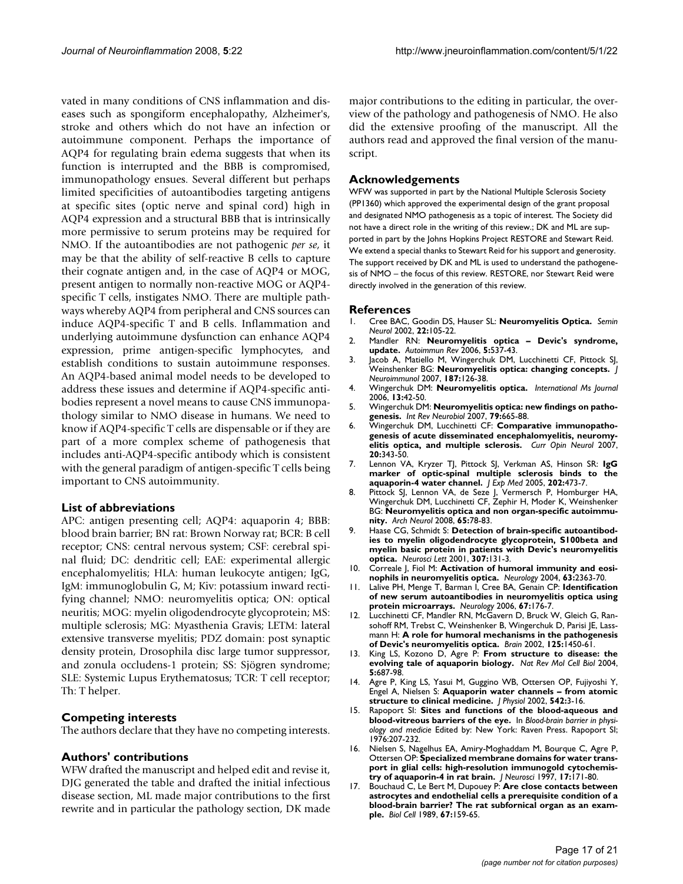vated in many conditions of CNS inflammation and diseases such as spongiform encephalopathy, Alzheimer's, stroke and others which do not have an infection or autoimmune component. Perhaps the importance of AQP4 for regulating brain edema suggests that when its function is interrupted and the BBB is compromised, immunopathology ensues. Several different but perhaps limited specificities of autoantibodies targeting antigens at specific sites (optic nerve and spinal cord) high in AQP4 expression and a structural BBB that is intrinsically more permissive to serum proteins may be required for NMO. If the autoantibodies are not pathogenic *per se*, it may be that the ability of self-reactive B cells to capture their cognate antigen and, in the case of AQP4 or MOG, present antigen to normally non-reactive MOG or AQP4-specific T cells, instigates NMO. There are multiple pathways whereby AQP4 from peripheral and CNS sources can induce AQP4-specific T and B cells. Inflammation and underlying autoimmune dysfunction can enhance AQP4 expression, prime antigen-specific lymphocytes, and establish conditions to sustain autoimmune responses. An AQP4-based animal model needs to be developed to address these issues and determine if AQP4-specific antibodies represent a novel means to cause CNS immunopathology similar to NMO disease in humans. We need to know if AQP4-specific T cells are dispensable or if they are part of a more complex scheme of pathogenesis that includes anti-AQP4-specific antibody which is consistent with the general paradigm of antigen-specific T cells being important to CNS autoimmunity.

## List of abbreviations

APC: antigen presenting cell; AQP4: aquaporin 4; BBB: blood brain barrier; BN rat: Brown Norway rat; BCR: B cell receptor; CNS: central nervous system; CSF: cerebral spinal fluid; DC: dendritic cell; EAE: experimental allergic encephalomyelitis; HLA: human leukocyte antigen; IgG, IgM: immunoglobulin G, M; Kiv: potassium inward rectifying channel; NMO: neuromyelitis optica; ON: optical neuritis; MOG: myelin oligodendrocyte glycoprotein; MS: multiple sclerosis; MG: Myasthenia Gravis; LETM: lateral extensive transverse myelitis; PDZ domain: post synaptic density protein, Drosophila disc large tumor suppressor, and zonula occludens-1 protein; SS: Sjögren syndrome; SLE: Systemic Lupus Erythematosus; TCR: T cell receptor; Th: T helper.

## Competing interests

The authors declare that they have no competing interests.

## Authors' contributions

WFW drafted the manuscript and helped edit and revise it, DJG generated the table and drafted the initial infectious disease section, ML made major contributions to the first rewrite and in particular the pathology section, DK made major contributions to the editing in particular, the overview of the pathology and pathogenesis of NMO. He also did the extensive proofing of the manuscript. All the authors read and approved the final version of the manuscript.

## Acknowledgements

WFW was supported in part by the National Multiple Sclerosis Society (PP1360) which approved the experimental design of the grant proposal and designated NMO pathogenesis as a topic of interest. The Society did not have a direct role in the writing of this review.; DK and ML are supported in part by the Johns Hopkins Project RESTORE and Stewart Reid. We extend a special thanks to Stewart Reid for his support and generosity. The support received by DK and ML is used to understand the pathogenesis of NMO – the focus of this review. RESTORE, nor Stewart Reid were directly involved in the generation of this review.

## References

1. Cree BAC, Goodin DS, Hauser SL: **Neuromyelitis Optica.** *Semin Neurol* 2002, **22:**105-22.
2. Mandler RN: **Neuromyelitis optica – Devic's syndrome, update.** *Autoimmun Rev* 2006, **5:**537-43.
3. Jacob A, Matiello M, Wingerchuk DM, Lucchinetti CF, Pittock SJ, Weinshenker BG: **Neuromyelitis optica: changing concepts.** *J Neuroimmunol* 2007, **187:**126-38.
4. Wingerchuk DM: **Neuromyelitis optica.** *International Ms Journal* 2006, **13:**42-50.
5. Wingerchuk DM: **Neuromyelitis optica: new findings on pathogenesis.** *Int Rev Neurobiol* 2007, **79:**665-88.
6. Wingerchuk DM, Lucchinetti CF: **Comparative immunopathogenesis of acute disseminated encephalomyelitis, neuromyelitis optica, and multiple sclerosis.** *Curr Opin Neurol* 2007, **20:**343-50.
7. Lennon VA, Kryzer TJ, Pittock SJ, Verkman AS, Hinson SR: **IgG marker of optic-spinal multiple sclerosis binds to the aquaporin-4 water channel.** *J Exp Med* 2005, **202:**473-7.
8. Pittock SJ, Lennon VA, de Seze J, Vermersch P, Homburger HA, Wingerchuk DM, Lucchinetti CF, Zephir H, Moder K, Weinshenker BG: **Neuromyelitis optica and non organ-specific autoimmunity.** *Arch Neurol* 2008, **65:**78-83.
9. Haase CG, Schmidt S: **Detection of brain-specific autoantibodies to myelin oligodendrocyte glycoprotein, S100beta and myelin basic protein in patients with Devic's neuromyelitis optica.** *Neurosci Lett* 2001, **307:**131-3.
10. Correale J, Fiol M: **Activation of humoral immunity and eosinophils in neuromyelitis optica.** *Neurology* 2004, **63:**2363-70.
11. Lalive PH, Menge T, Barman I, Cree BA, Genain CP: **Identification of new serum autoantibodies in neuromyelitis optica using protein microarrays.** *Neurology* 2006, **67:**176-7.
12. Lucchinetti CF, Mandler RN, McGavern D, Bruck W, Gleich G, Ransohoff RM, Trebst C, Weinshenker B, Wingerchuk D, Parisi JE, Lassmann H: **A role for humoral mechanisms in the pathogenesis of Devic's neuromyelitis optica.** *Brain* 2002, **125:**1450-61.
13. King LS, Kozono D, Agre P: **From structure to disease: the evolving tale of aquaporin biology.** *Nat Rev Mol Cell Biol* 2004, **5:**687-98.
14. Agre P, King LS, Yasui M, Guggino WB, Ottersen OP, Fujiyoshi Y, Engel A, Nielsen S: **Aquaporin water channels – from atomic structure to clinical medicine.** *J Physiol* 2002, **542:**3-16.
15. Rapoport SI: **Sites and functions of the blood-aqueous and blood-vitreous barriers of the eye.** In *Blood-brain barrier in physiology and medicie* Edited by: New York: Raven Press. Rapoport SI; 1976:207-232.
16. Nielsen S, Nagelhus EA, Amiry-Moghaddam M, Bourque C, Agre P, Ottersen OP: **Specialized membrane domains for water transport in glial cells: high-resolution immunogold cytochemistry of aquaporin-4 in rat brain.** *J Neurosci* 1997, **17:**171-80.
17. Bouchaud C, Le Bert M, Dupouey P: **Are close contacts between astrocytes and endothelial cells a prerequisite condition of a blood-brain barrier? The rat subfornical organ as an example.** *Biol Cell* 1989, **67:**159-65.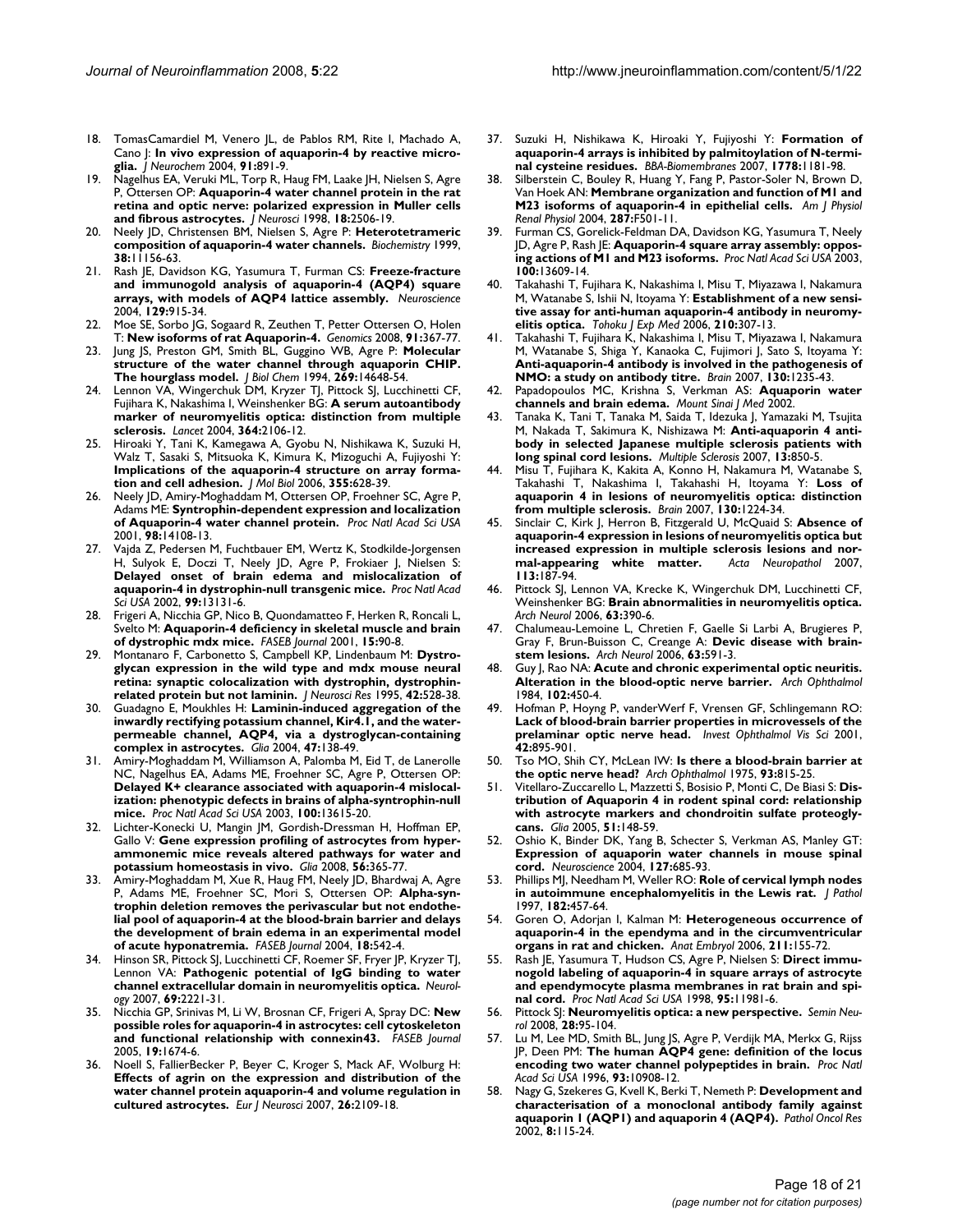18. TomasCamardiel M, Venero JL, de Pablos RM, Rite I, Machado A, Cano J: **In vivo expression of aquaporin-4 by reactive microglia.** *J Neurochem* 2004, **91:**891-9.
19. Nagelhus EA, Veruki ML, Torp R, Haug FM, Laake JH, Nielsen S, Agre P, Ottersen OP: **Aquaporin-4 water channel protein in the rat retina and optic nerve: polarized expression in Muller cells and fibrous astrocytes.** *J Neurosci* 1998, **18:**2506-19.
20. Neely JD, Christensen BM, Nielsen S, Agre P: **Heterotetrameric composition of aquaporin-4 water channels.** *Biochemistry* 1999, **38:**11156-63.
21. Rash JE, Davidson KG, Yasumura T, Furman CS: **Freeze-fracture and immunogold analysis of aquaporin-4 (AQP4) square arrays, with models of AQP4 lattice assembly.** *Neuroscience* 2004, **129:**915-34.
22. Moe SE, Sorbo JG, Sogaard R, Zeuthen T, Petter Ottersen O, Holen T: **New isoforms of rat Aquaporin-4.** *Genomics* 2008, **91:**367-77.
23. Jung JS, Preston GM, Smith BL, Guggino WB, Agre P: **Molecular structure of the water channel through aquaporin CHIP. The hourglass model.** *J Biol Chem* 1994, **269:**14648-54.
24. Lennon VA, Wingerchuk DM, Kryzer TJ, Pittock SJ, Lucchinetti CF, Fujihara K, Nakashima I, Weinshenker BG: **A serum autoantibody marker of neuromyelitis optica: distinction from multiple sclerosis.** *Lancet* 2004, **364:**2106-12.
25. Hiroaki Y, Tani K, Kamegawa A, Gyobu N, Nishikawa K, Suzuki H, Walz T, Sasaki S, Mitsuoka K, Kimura K, Mizoguchi A, Fujiyoshi Y: **Implications of the aquaporin-4 structure on array formation and cell adhesion.** *J Mol Biol* 2006, **355:**628-39.
26. Neely JD, Amiry-Moghaddam M, Ottersen OP, Froehner SC, Agre P, Adams ME: **Syntrophin-dependent expression and localization of Aquaporin-4 water channel protein.** *Proc Natl Acad Sci USA* 2001, **98:**14108-13.
27. Vajda Z, Pedersen M, Fuchtbauer EM, Wertz K, Stodkilde-Jorgensen H, Sulyok E, Doczi T, Neely JD, Agre P, Frokiaer J, Nielsen S: **Delayed onset of brain edema and mislocalization of aquaporin-4 in dystrophin-null transgenic mice.** *Proc Natl Acad Sci USA* 2002, **99:**13131-6.
28. Frigeri A, Nicchia GP, Nico B, Quondamatteo F, Herken R, Roncali L, Svelto M: **Aquaporin-4 deficiency in skeletal muscle and brain of dystrophic mdx mice.** *FASEB Journal* 2001, **15:**90-8.
29. Montanaro F, Carbonetto S, Campbell KP, Lindenbaum M: **Dystroglycan expression in the wild type and mdx mouse neural retina: synaptic colocalization with dystrophin, dystrophin-related protein but not laminin.** *J Neurosci Res* 1995, **42:**528-38.
30. Guadagno E, Moukhles H: **Laminin-induced aggregation of the inwardly rectifying potassium channel, Kir4.1, and the water-permeable channel, AQP4, via a dystroglycan-containing complex in astrocytes.** *Glia* 2004, **47:**138-49.
31. Amiry-Moghaddam M, Williamson A, Palomba M, Eid T, de Lanerolle NC, Nagelhus EA, Adams ME, Froehner SC, Agre P, Ottersen OP: **Delayed K+ clearance associated with aquaporin-4 mislocalization: phenotypic defects in brains of alpha-syntrophin-null mice.** *Proc Natl Acad Sci USA* 2003, **100:**13615-20.
32. Lichter-Konecki U, Mangin JM, Gordish-Dressman H, Hoffman EP, Gallo V: **Gene expression profiling of astrocytes from hyperammonemic mice reveals altered pathways for water and potassium homeostasis in vivo.** *Glia* 2008, **56:**365-77.
33. Amiry-Moghaddam M, Xue R, Haug FM, Neely JD, Bhardwaj A, Agre P, Adams ME, Froehner SC, Mori S, Ottersen OP: **Alpha-syntrophin deletion removes the perivascular but not endothelial pool of aquaporin-4 at the blood-brain barrier and delays the development of brain edema in an experimental model of acute hyponatremia.** *FASEB Journal* 2004, **18:**542-4.
34. Hinson SR, Pittock SJ, Lucchinetti CF, Roemer SF, Fryer JP, Kryzer TJ, Lennon VA: **Pathogenic potential of IgG binding to water channel extracellular domain in neuromyelitis optica.** *Neurology* 2007, **69:**2221-31.
35. Nicchia GP, Srinivas M, Li W, Brosnan CF, Frigeri A, Spray DC: **New possible roles for aquaporin-4 in astrocytes: cell cytoskeleton and functional relationship with connexin43.** *FASEB Journal* 2005, **19:**1674-6.
36. Noell S, FallierBecker P, Beyer C, Kroger S, Mack AF, Wolburg H: **Effects of agrin on the expression and distribution of the water channel protein aquaporin-4 and volume regulation in cultured astrocytes.** *Eur J Neurosci* 2007, **26:**2109-18.
37. Suzuki H, Nishikawa K, Hiroaki Y, Fujiyoshi Y: **Formation of aquaporin-4 arrays is inhibited by palmitoylation of N-terminal cysteine residues.** *BBA-Biomembranes* 2007, **1778:**1181-98.
38. Silberstein C, Bouley R, Huang Y, Fang P, Pastor-Soler N, Brown D, Van Hoek AN: **Membrane organization and function of M1 and M23 isoforms of aquaporin-4 in epithelial cells.** *Am J Physiol Renal Physiol* 2004, **287:**F501-11.
39. Furman CS, Gorelick-Feldman DA, Davidson KG, Yasumura T, Neely JD, Agre P, Rash JE: **Aquaporin-4 square array assembly: opposing actions of M1 and M23 isoforms.** *Proc Natl Acad Sci USA* 2003, **100:**13609-14.
40. Takahashi T, Fujihara K, Nakashima I, Misu T, Miyazawa I, Nakamura M, Watanabe S, Ishii N, Itoyama Y: **Establishment of a new sensitive assay for anti-human aquaporin-4 antibody in neuromyelitis optica.** *Tohoku J Exp Med* 2006, **210:**307-13.
41. Takahashi T, Fujihara K, Nakashima I, Misu T, Miyazawa I, Nakamura M, Watanabe S, Shiga Y, Kanaoka C, Fujimori J, Sato S, Itoyama Y: **Anti-aquaporin-4 antibody is involved in the pathogenesis of NMO: a study on antibody titre.** *Brain* 2007, **130:**1235-43.
42. Papadopoulos MC, Krishna S, Verkman AS: **Aquaporin water channels and brain edema.** *Mount Sinai J Med* 2002.
43. Tanaka K, Tani T, Tanaka M, Saida T, Idezuka J, Yamazaki M, Tsujita M, Nakada T, Sakimura K, Nishizawa M: **Anti-aquaporin 4 antibody in selected Japanese multiple sclerosis patients with long spinal cord lesions.** *Multiple Sclerosis* 2007, **13:**850-5.
44. Misu T, Fujihara K, Kakita A, Konno H, Nakamura M, Watanabe S, Takahashi T, Nakashima I, Takahashi H, Itoyama Y: **Loss of aquaporin 4 in lesions of neuromyelitis optica: distinction from multiple sclerosis.** *Brain* 2007, **130:**1224-34.
45. Sinclair C, Kirk J, Herron B, Fitzgerald U, McQuaid S: **Absence of aquaporin-4 expression in lesions of neuromyelitis optica but increased expression in multiple sclerosis lesions and normal-appearing white matter.** *Acta Neuropathol* 2007, **113:**187-94.
46. Pittock SJ, Lennon VA, Krecke K, Wingerchuk DM, Lucchinetti CF, Weinshenker BG: **Brain abnormalities in neuromyelitis optica.** *Arch Neurol* 2006, **63:**390-6.
47. Chalumeau-Lemoine L, Chretien F, Gaelle Si Larbi A, Brugieres P, Gray F, Brun-Buisson C, Creange A: **Devic disease with brainstem lesions.** *Arch Neurol* 2006, **63:**591-3.
48. Guy J, Rao NA: **Acute and chronic experimental optic neuritis. Alteration in the blood-optic nerve barrier.** *Arch Ophthalmol* 1984, **102:**450-4.
49. Hofman P, Hoyng P, vanderWerf F, Vrensen GF, Schlingemann RO: **Lack of blood-brain barrier properties in microvessels of the prelaminar optic nerve head.** *Invest Ophthalmol Vis Sci* 2001, **42:**895-901.
50. Tso MO, Shih CY, McLean IW: **Is there a blood-brain barrier at the optic nerve head?** *Arch Ophthalmol* 1975, **93:**815-25.
51. Vitellaro-Zuccarello L, Mazzetti S, Bosisio P, Monti C, De Biasi S: **Distribution of Aquaporin 4 in rodent spinal cord: relationship with astrocyte markers and chondroitin sulfate proteoglycans.** *Glia* 2005, **51:**148-59.
52. Oshio K, Binder DK, Yang B, Schecter S, Verkman AS, Manley GT: **Expression of aquaporin water channels in mouse spinal cord.** *Neuroscience* 2004, **127:**685-93.
53. Phillips MJ, Needham M, Weller RO: **Role of cervical lymph nodes in autoimmune encephalomyelitis in the Lewis rat.** *J Pathol* 1997, **182:**457-64.
54. Goren O, Adorjan I, Kalman M: **Heterogeneous occurrence of aquaporin-4 in the ependyma and in the circumventricular organs in rat and chicken.** *Anat Embryol* 2006, **211:**155-72.
55. Rash JE, Yasumura T, Hudson CS, Agre P, Nielsen S: **Direct immunogold labeling of aquaporin-4 in square arrays of astrocyte and ependymocyte plasma membranes in rat brain and spinal cord.** *Proc Natl Acad Sci USA* 1998, **95:**11981-6.
56. Pittock SJ: **Neuromyelitis optica: a new perspective.** *Semin Neurol* 2008, **28:**95-104.
57. Lu M, Lee MD, Smith BL, Jung JS, Agre P, Verdijk MA, Merkx G, Rijss JP, Deen PM: **The human AQP4 gene: definition of the locus encoding two water channel polypeptides in brain.** *Proc Natl Acad Sci USA* 1996, **93:**10908-12.
58. Nagy G, Szekeres G, Kvell K, Berki T, Nemeth P: **Development and characterisation of a monoclonal antibody family against aquaporin 1 (AQP1) and aquaporin 4 (AQP4).** *Pathol Oncol Res* 2002, **8:**115-24.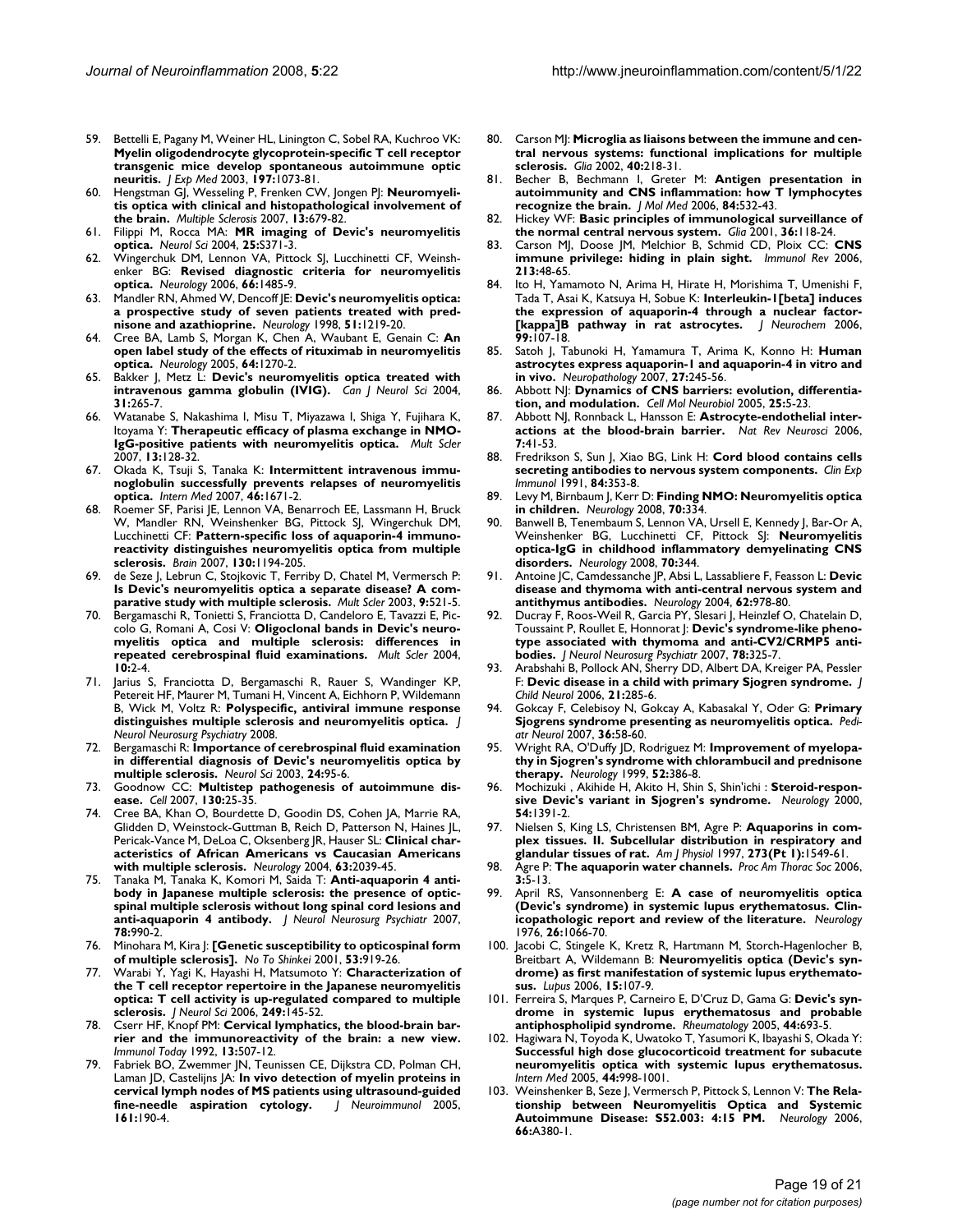59. Bettelli E, Pagany M, Weiner HL, Linington C, Sobel RA, Kuchroo VK: **Myelin oligodendrocyte glycoprotein-specific T cell receptor transgenic mice develop spontaneous autoimmune optic neuritis.** *J Exp Med* 2003, **197:**1073-81.
60. Hengstman GJ, Wesseling P, Frenken CW, Jongen PJ: **Neuromyelitis optica with clinical and histopathological involvement of the brain.** *Multiple Sclerosis* 2007, **13:**679-82.
61. Filippi M, Rocca MA: **MR imaging of Devic's neuromyelitis optica.** *Neurol Sci* 2004, **25:**S371-3.
62. Wingerchuk DM, Lennon VA, Pittock SJ, Lucchinetti CF, Weinshenker BG: **Revised diagnostic criteria for neuromyelitis optica.** *Neurology* 2006, **66:**1485-9.
63. Mandler RN, Ahmed W, Dencoff JE: **Devic's neuromyelitis optica: a prospective study of seven patients treated with prednisone and azathioprine.** *Neurology* 1998, **51:**1219-20.
64. Cree BA, Lamb S, Morgan K, Chen A, Waubant E, Genain C: **An open label study of the effects of rituximab in neuromyelitis optica.** *Neurology* 2005, **64:**1270-2.
65. Bakker J, Metz L: **Devic's neuromyelitis optica treated with intravenous gamma globulin (IVIG).** *Can J Neurol Sci* 2004, **31:**265-7.
66. Watanabe S, Nakashima I, Misu T, Miyazawa I, Shiga Y, Fujihara K, Itoyama Y: **Therapeutic efficacy of plasma exchange in NMO-IgG-positive patients with neuromyelitis optica.** *Mult Scler* 2007, **13:**128-32.
67. Okada K, Tsuji S, Tanaka K: **Intermittent intravenous immunoglobulin successfully prevents relapses of neuromyelitis optica.** *Intern Med* 2007, **46:**1671-2.
68. Roemer SF, Parisi JE, Lennon VA, Benarroch EE, Lassmann H, Bruck W, Mandler RN, Weinshenker BG, Pittock SJ, Wingerchuk DM, Lucchinetti CF: **Pattern-specific loss of aquaporin-4 immunoreactivity distinguishes neuromyelitis optica from multiple sclerosis.** *Brain* 2007, **130:**1194-205.
69. de Seze J, Lebrun C, Stojkovic T, Ferriby D, Chatel M, Vermersch P: **Is Devic's neuromyelitis optica a separate disease? A comparative study with multiple sclerosis.** *Mult Scler* 2003, **9:**521-5.
70. Bergamaschi R, Tonietti S, Franciotta D, Candeloro E, Tavazzi E, Piccolo G, Romani A, Cosi V: **Oligoclonal bands in Devic's neuromyelitis optica and multiple sclerosis: differences in repeated cerebrospinal fluid examinations.** *Mult Scler* 2004, **10:**2-4.
71. Jarius S, Franciotta D, Bergamaschi R, Rauer S, Wandinger KP, Petereit HF, Maurer M, Tumani H, Vincent A, Eichhorn P, Wildemann B, Wick M, Voltz R: **Polyspecific, antiviral immune response distinguishes multiple sclerosis and neuromyelitis optica.** *J Neurol Neurosurg Psychiatry* 2008.
72. Bergamaschi R: **Importance of cerebrospinal fluid examination in differential diagnosis of Devic's neuromyelitis optica by multiple sclerosis.** *Neurol Sci* 2003, **24:**95-6.
73. Goodnow CC: **Multistep pathogenesis of autoimmune disease.** *Cell* 2007, **130:**25-35.
74. Cree BA, Khan O, Bourdette D, Goodin DS, Cohen JA, Marrie RA, Glidden D, Weinstock-Guttman B, Reich D, Patterson N, Haines JL, Pericak-Vance M, DeLoa C, Oksenberg JR, Hauser SL: **Clinical characteristics of African Americans vs Caucasian Americans with multiple sclerosis.** *Neurology* 2004, **63:**2039-45.
75. Tanaka M, Tanaka K, Komori M, Saida T: **Anti-aquaporin 4 antibody in Japanese multiple sclerosis: the presence of optic-spinal multiple sclerosis without long spinal cord lesions and anti-aquaporin 4 antibody.** *J Neurol Neurosurg Psychiatr* 2007, **78:**990-2.
76. Minohara M, Kira J: **[Genetic susceptibility to opticospinal form of multiple sclerosis].** *No To Shinkei* 2001, **53:**919-26.
77. Warabi Y, Yagi K, Hayashi H, Matsumoto Y: **Characterization of the T cell receptor repertoire in the Japanese neuromyelitis optica: T cell activity is up-regulated compared to multiple sclerosis.** *J Neurol Sci* 2006, **249:**145-52.
78. Cserr HF, Knopf PM: **Cervical lymphatics, the blood-brain barrier and the immunoreactivity of the brain: a new view.** *Immunol Today* 1992, **13:**507-12.
79. Fabriek BO, Zwemmer JN, Teunissen CE, Dijkstra CD, Polman CH, Laman JD, Castelijns JA: **In vivo detection of myelin proteins in cervical lymph nodes of MS patients using ultrasound-guided fine-needle aspiration cytology.** *J Neuroimmunol* 2005, **161:**190-4.
80. Carson MJ: **Microglia as liaisons between the immune and central nervous systems: functional implications for multiple sclerosis.** *Glia* 2002, **40:**218-31.
81. Becher B, Bechmann I, Greter M: **Antigen presentation in autoimmunity and CNS inflammation: how T lymphocytes recognize the brain.** *J Mol Med* 2006, **84:**532-43.
82. Hickey WF: **Basic principles of immunological surveillance of the normal central nervous system.** *Glia* 2001, **36:**118-24.
83. Carson MJ, Doose JM, Melchior B, Schmid CD, Ploix CC: **CNS immune privilege: hiding in plain sight.** *Immunol Rev* 2006, **213:**48-65.
84. Ito H, Yamamoto N, Arima H, Hirate H, Morishima T, Umenishi F, Tada T, Asai K, Katsuya H, Sobue K: **Interleukin-1[beta] induces the expression of aquaporin-4 through a nuclear factor-[kappa]B pathway in rat astrocytes.** *J Neurochem* 2006, **99:**107-18.
85. Satoh J, Tabunoki H, Yamamura T, Arima K, Konno H: **Human astrocytes express aquaporin-1 and aquaporin-4 in vitro and in vivo.** *Neuropathology* 2007, **27:**245-56.
86. Abbott NJ: **Dynamics of CNS barriers: evolution, differentiation, and modulation.** *Cell Mol Neurobiol* 2005, **25:**5-23.
87. Abbott NJ, Ronnback L, Hansson E: **Astrocyte-endothelial interactions at the blood-brain barrier.** *Nat Rev Neurosci* 2006, **7:**41-53.
88. Fredrikson S, Sun J, Xiao BG, Link H: **Cord blood contains cells secreting antibodies to nervous system components.** *Clin Exp Immunol* 1991, **84:**353-8.
89. Levy M, Birnbaum J, Kerr D: **Finding NMO: Neuromyelitis optica in children.** *Neurology* 2008, **70:**334.
90. Banwell B, Tenembaum S, Lennon VA, Ursell E, Kennedy J, Bar-Or A, Weinshenker BG, Lucchinetti CF, Pittock SJ: **Neuromyelitis optica-IgG in childhood inflammatory demyelinating CNS disorders.** *Neurology* 2008, **70:**344.
91. Antoine JC, Camdessanche JP, Absi L, Lassabliere F, Feasson L: **Devic disease and thymoma with anti-central nervous system and antithymus antibodies.** *Neurology* 2004, **62:**978-80.
92. Ducray F, Roos-Weil R, Garcia PY, Slesari J, Heinzlef O, Chatelain D, Toussaint P, Roullet E, Honnorat J: **Devic's syndrome-like phenotype associated with thymoma and anti-CV2/CRMP5 antibodies.** *J Neurol Neurosurg Psychiatr* 2007, **78:**325-7.
93. Arabshahi B, Pollock AN, Sherry DD, Albert DA, Kreiger PA, Pessler F: **Devic disease in a child with primary Sjogren syndrome.** *J Child Neurol* 2006, **21:**285-6.
94. Gokcay F, Celebisoy N, Gokcay A, Kabasakal Y, Oder G: **Primary Sjogrens syndrome presenting as neuromyelitis optica.** *Pediatr Neurol* 2007, **36:**58-60.
95. Wright RA, O'Duffy JD, Rodriguez M: **Improvement of myelopathy in Sjogren's syndrome with chlorambucil and prednisone therapy.** *Neurology* 1999, **52:**386-8.
96. Mochizuki , Akihide H, Akito H, Shin S, Shin'ichi : **Steroid-responsive Devic's variant in Sjogren's syndrome.** *Neurology* 2000, **54:**1391-2.
97. Nielsen S, King LS, Christensen BM, Agre P: **Aquaporins in complex tissues. II. Subcellular distribution in respiratory and glandular tissues of rat.** *Am J Physiol* 1997, **273(Pt 1):**1549-61.
98. Agre P: **The aquaporin water channels.** *Proc Am Thorac Soc* 2006, **3:**5-13.
99. April RS, Vansonnenberg E: **A case of neuromyelitis optica (Devic's syndrome) in systemic lupus erythematosus. Clinicopathologic report and review of the literature.** *Neurology* 1976, **26:**1066-70.
100. Jacobi C, Stingele K, Kretz R, Hartmann M, Storch-Hagenlocher B, Breitbart A, Wildemann B: **Neuromyelitis optica (Devic's syndrome) as first manifestation of systemic lupus erythematosus.** *Lupus* 2006, **15:**107-9.
101. Ferreira S, Marques P, Carneiro E, D'Cruz D, Gama G: **Devic's syndrome in systemic lupus erythematosus and probable antiphospholipid syndrome.** *Rheumatology* 2005, **44:**693-5.
102. Hagiwara N, Toyoda K, Uwatoko T, Yasumori K, Ibayashi S, Okada Y: **Successful high dose glucocorticoid treatment for subacute neuromyelitis optica with systemic lupus erythematosus.** *Intern Med* 2005, **44:**998-1001.
103. Weinshenker B, Seze J, Vermersch P, Pittock S, Lennon V: **The Relationship between Neuromyelitis Optica and Systemic Autoimmune Disease: S52.003: 4:15 PM.** *Neurology* 2006, **66:**A380-1.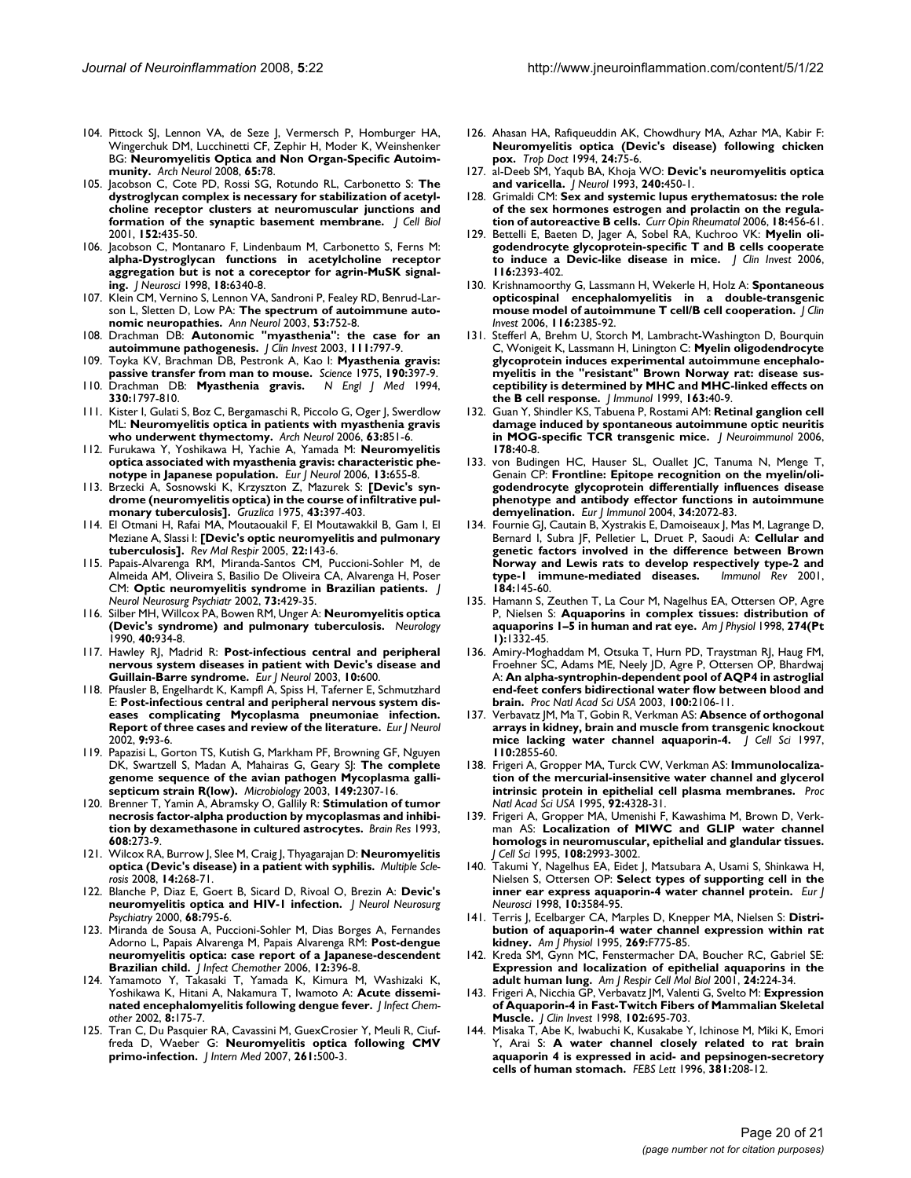104. Pittock SJ, Lennon VA, de Seze J, Vermersch P, Homburger HA, Wingerchuk DM, Lucchinetti CF, Zephir H, Moder K, Weinshenker BG: **Neuromyelitis Optica and Non Organ-Specific Autoimmunity.** *Arch Neurol* 2008, **65:**78.
105. Jacobson C, Cote PD, Rossi SG, Rotundo RL, Carbonetto S: **The dystroglycan complex is necessary for stabilization of acetylcholine receptor clusters at neuromuscular junctions and formation of the synaptic basement membrane.** *J Cell Biol* 2001, **152:**435-50.
106. Jacobson C, Montanaro F, Lindenbaum M, Carbonetto S, Ferns M: **alpha-Dystroglycan functions in acetylcholine receptor aggregation but is not a coreceptor for agrin-MuSK signaling.** *J Neurosci* 1998, **18:**6340-8.
107. Klein CM, Vernino S, Lennon VA, Sandroni P, Fealey RD, Benrud-Larson L, Sletten D, Low PA: **The spectrum of autoimmune autonomic neuropathies.** *Ann Neurol* 2003, **53:**752-8.
108. Drachman DB: **Autonomic "myasthenia": the case for an autoimmune pathogenesis.** *J Clin Invest* 2003, **111:**797-9.
109. Toyka KV, Brachman DB, Pestronk A, Kao I: **Myasthenia gravis: passive transfer from man to mouse.** *Science* 1975, **190:**397-9.
110. Drachman DB: **Myasthenia gravis.** *N Engl J Med* 1994, **330:**1797-810.
111. Kister I, Gulati S, Boz C, Bergamaschi R, Piccolo G, Oger J, Swerdlow ML: **Neuromyelitis optica in patients with myasthenia gravis who underwent thymectomy.** *Arch Neurol* 2006, **63:**851-6.
112. Furukawa Y, Yoshikawa H, Yachie A, Yamada M: **Neuromyelitis optica associated with myasthenia gravis: characteristic phenotype in Japanese population.** *Eur J Neurol* 2006, **13:**655-8.
113. Brzecki A, Sosnowski K, Krzyszton Z, Mazurek S: **[Devic's syndrome (neuromyelitis optica) in the course of infiltrative pulmonary tuberculosis].** *Gruzlica* 1975, **43:**397-403.
114. El Otmani H, Rafai MA, Moutaouakil F, El Moutawakkil B, Gam I, El Meziane A, Slassi I: **[Devic's optic neuromyelitis and pulmonary tuberculosis].** *Rev Mal Respir* 2005, **22:**143-6.
115. Papais-Alvarenga RM, Miranda-Santos CM, Puccioni-Sohler M, de Almeida AM, Oliveira S, Basilio De Oliveira CA, Alvarenga H, Poser CM: **Optic neuromyelitis syndrome in Brazilian patients.** *J Neurol Neurosurg Psychiatr* 2002, **73:**429-35.
116. Silber MH, Willcox PA, Bowen RM, Unger A: **Neuromyelitis optica (Devic's syndrome) and pulmonary tuberculosis.** *Neurology* 1990, **40:**934-8.
117. Hawley RJ, Madrid R: **Post-infectious central and peripheral nervous system diseases in patient with Devic's disease and Guillain-Barre syndrome.** *Eur J Neurol* 2003, **10:**600.
118. Pfausler B, Engelhardt K, Kampfl A, Spiss H, Taferner E, Schmutzhard E: **Post-infectious central and peripheral nervous system diseases complicating Mycoplasma pneumoniae infection. Report of three cases and review of the literature.** *Eur J Neurol* 2002, **9:**93-6.
119. Papazisi L, Gorton TS, Kutish G, Markham PF, Browning GF, Nguyen DK, Swartzell S, Madan A, Mahairas G, Geary SJ: **The complete genome sequence of the avian pathogen Mycoplasma gallisepticum strain R(low).** *Microbiology* 2003, **149:**2307-16.
120. Brenner T, Yamin A, Abramsky O, Gallily R: **Stimulation of tumor necrosis factor-alpha production by mycoplasmas and inhibition by dexamethasone in cultured astrocytes.** *Brain Res* 1993, **608:**273-9.
121. Wilcox RA, Burrow J, Slee M, Craig J, Thyagarajan D: **Neuromyelitis optica (Devic's disease) in a patient with syphilis.** *Multiple Sclerosis* 2008, **14:**268-71.
122. Blanche P, Diaz E, Goert B, Sicard D, Rivoal O, Brezin A: **Devic's neuromyelitis optica and HIV-1 infection.** *J Neurol Neurosurg Psychiatry* 2000, **68:**795-6.
123. Miranda de Sousa A, Puccioni-Sohler M, Dias Borges A, Fernandes Adorno L, Papais Alvarenga M, Papais Alvarenga RM: **Post-dengue neuromyelitis optica: case report of a Japanese-descendent Brazilian child.** *J Infect Chemother* 2006, **12:**396-8.
124. Yamamoto Y, Takasaki T, Yamada K, Kimura M, Washizaki K, Yoshikawa K, Hitani A, Nakamura T, Iwamoto A: **Acute disseminated encephalomyelitis following dengue fever.** *J Infect Chemother* 2002, **8:**175-7.
125. Tran C, Du Pasquier RA, Cavassini M, GuexCrosier Y, Meuli R, Ciuffreda D, Waeber G: **Neuromyelitis optica following CMV primo-infection.** *J Intern Med* 2007, **261:**500-3.
126. Ahasan HA, Rafiqueuddin AK, Chowdhury MA, Azhar MA, Kabir F: **Neuromyelitis optica (Devic's disease) following chicken pox.** *Trop Doct* 1994, **24:**75-6.
127. al-Deeb SM, Yaqub BA, Khoja WO: **Devic's neuromyelitis optica and varicella.** *J Neurol* 1993, **240:**450-1.
128. Grimaldi CM: **Sex and systemic lupus erythematosus: the role of the sex hormones estrogen and prolactin on the regulation of autoreactive B cells.** *Curr Opin Rheumatol* 2006, **18:**456-61.
129. Bettelli E, Baeten D, Jager A, Sobel RA, Kuchroo VK: **Myelin oligodendrocyte glycoprotein-specific T and B cells cooperate to induce a Devic-like disease in mice.** *J Clin Invest* 2006, **116:**2393-402.
130. Krishnamoorthy G, Lassmann H, Wekerle H, Holz A: **Spontaneous opticospinal encephalomyelitis in a double-transgenic mouse model of autoimmune T cell/B cell cooperation.** *J Clin Invest* 2006, **116:**2385-92.
131. Stefferl A, Brehm U, Storch M, Lambracht-Washington D, Bourquin C, Wonigeit K, Lassmann H, Linington C: **Myelin oligodendrocyte glycoprotein induces experimental autoimmune encephalomyelitis in the "resistant" Brown Norway rat: disease susceptibility is determined by MHC and MHC-linked effects on the B cell response.** *J Immunol* 1999, **163:**40-9.
132. Guan Y, Shindler KS, Tabuena P, Rostami AM: **Retinal ganglion cell damage induced by spontaneous autoimmune optic neuritis in MOG-specific TCR transgenic mice.** *J Neuroimmunol* 2006, **178:**40-8.
133. von Budingen HC, Hauser SL, Ouallet JC, Tanuma N, Menge T, Genain CP: **Frontline: Epitope recognition on the myelin/oligodendrocyte glycoprotein differentially influences disease phenotype and antibody effector functions in autoimmune demyelination.** *Eur J Immunol* 2004, **34:**2072-83.
134. Fournie GJ, Cautain B, Xystrakis E, Damoiseaux J, Mas M, Lagrange D, Bernard I, Subra JF, Pelletier L, Druet P, Saoudi A: **Cellular and genetic factors involved in the difference between Brown Norway and Lewis rats to develop respectively type-2 and type-1 immune-mediated diseases.** *Immunol Rev* 2001, **184:**145-60.
135. Hamann S, Zeuthen T, La Cour M, Nagelhus EA, Ottersen OP, Agre P, Nielsen S: **Aquaporins in complex tissues: distribution of aquaporins 1–5 in human and rat eye.** *Am J Physiol* 1998, **274(Pt 1):**1332-45.
136. Amiry-Moghaddam M, Otsuka T, Hurn PD, Traystman RJ, Haug FM, Froehner SC, Adams ME, Neely JD, Agre P, Ottersen OP, Bhardwaj A: **An alpha-syntrophin-dependent pool of AQP4 in astroglial end-feet confers bidirectional water flow between blood and brain.** *Proc Natl Acad Sci USA* 2003, **100:**2106-11.
137. Verbavatz JM, Ma T, Gobin R, Verkman AS: **Absence of orthogonal arrays in kidney, brain and muscle from transgenic knockout mice lacking water channel aquaporin-4.** *J Cell Sci* 1997, **110:**2855-60.
138. Frigeri A, Gropper MA, Turck CW, Verkman AS: **Immunolocalization of the mercurial-insensitive water channel and glycerol intrinsic protein in epithelial cell plasma membranes.** *Proc Natl Acad Sci USA* 1995, **92:**4328-31.
139. Frigeri A, Gropper MA, Umenishi F, Kawashima M, Brown D, Verkman AS: **Localization of MIWC and GLIP water channel homologs in neuromuscular, epithelial and glandular tissues.** *J Cell Sci* 1995, **108:**2993-3002.
140. Takumi Y, Nagelhus EA, Eidet J, Matsubara A, Usami S, Shinkawa H, Nielsen S, Ottersen OP: **Select types of supporting cell in the inner ear express aquaporin-4 water channel protein.** *Eur J Neurosci* 1998, **10:**3584-95.
141. Terris J, Ecelbarger CA, Marples D, Knepper MA, Nielsen S: **Distribution of aquaporin-4 water channel expression within rat kidney.** *Am J Physiol* 1995, **269:**F775-85.
142. Kreda SM, Gynn MC, Fenstermacher DA, Boucher RC, Gabriel SE: **Expression and localization of epithelial aquaporins in the adult human lung.** *Am J Respir Cell Mol Biol* 2001, **24:**224-34.
143. Frigeri A, Nicchia GP, Verbavatz JM, Valenti G, Svelto M: **Expression of Aquaporin-4 in Fast-Twitch Fibers of Mammalian Skeletal Muscle.** *J Clin Invest* 1998, **102:**695-703.
144. Misaka T, Abe K, Iwabuchi K, Kusakabe Y, Ichinose M, Miki K, Emori Y, Arai S: **A water channel closely related to rat brain aquaporin 4 is expressed in acid- and pepsinogen-secretory cells of human stomach.** *FEBS Lett* 1996, **381:**208-12.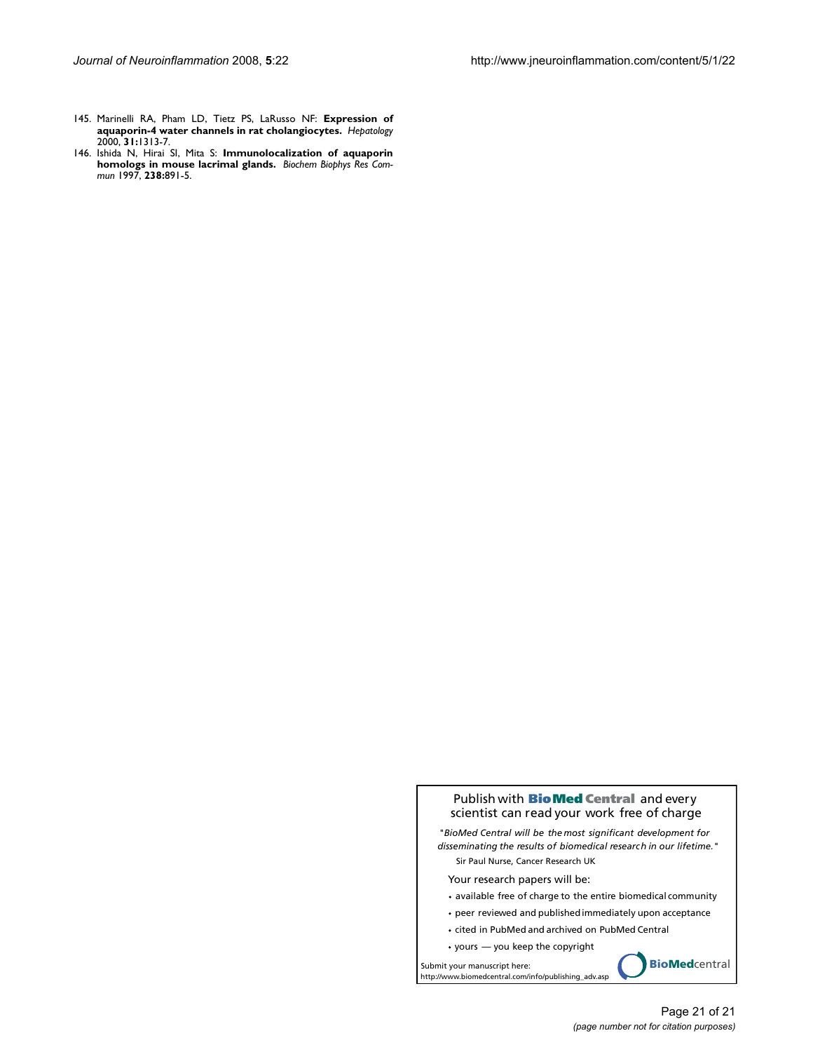145. Marinelli RA, Pham LD, Tietz PS, LaRusso NF: **Expression of aquaporin-4 water channels in rat cholangiocytes.** *Hepatology* 2000, **31:**1313-7.
146. Ishida N, Hirai SI, Mita S: **Immunolocalization of aquaporin homologs in mouse lacrimal glands.** *Biochem Biophys Res Commun* 1997, **238:**891-5.

Publish with **BioMed Central** and every scientist can read your work free of charge

*"BioMed Central will be the most significant development for disseminating the results of biomedical research in our lifetime."*
Sir Paul Nurse, Cancer Research UK

Your research papers will be:

- available free of charge to the entire biomedical community
- peer reviewed and published immediately upon acceptance
- cited in PubMed and archived on PubMed Central
- yours — you keep the copyright

Submit your manuscript here:
http://www.biomedcentral.com/info/publishing_adv.asp

**BioMed**central